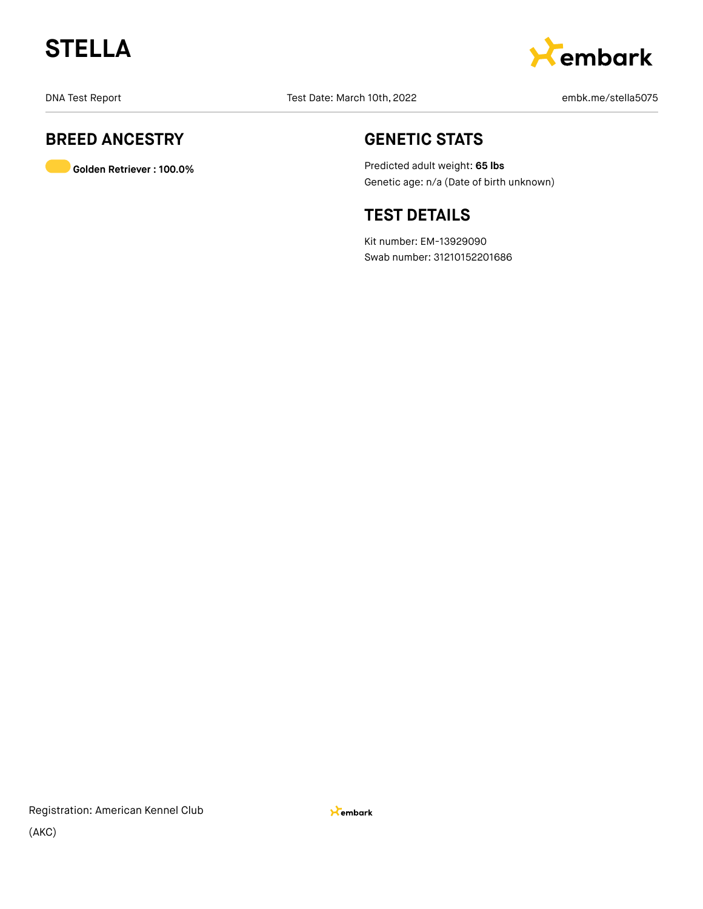# STELLA

DNA Test Report

Test Date: March 10th, 2022

embk.me/stella5075

## BREED ANCESTRY

**Golden Retriever : 100.0%**

## GENETIC STATS

Predicted adult weight: **65 lbs**

Genetic age: n/a (Date of birth unknown)

## TEST DETAILS

Kit number: EM-13929090

Swab number: 31210152201686

Registration: American Kennel Club (AKC)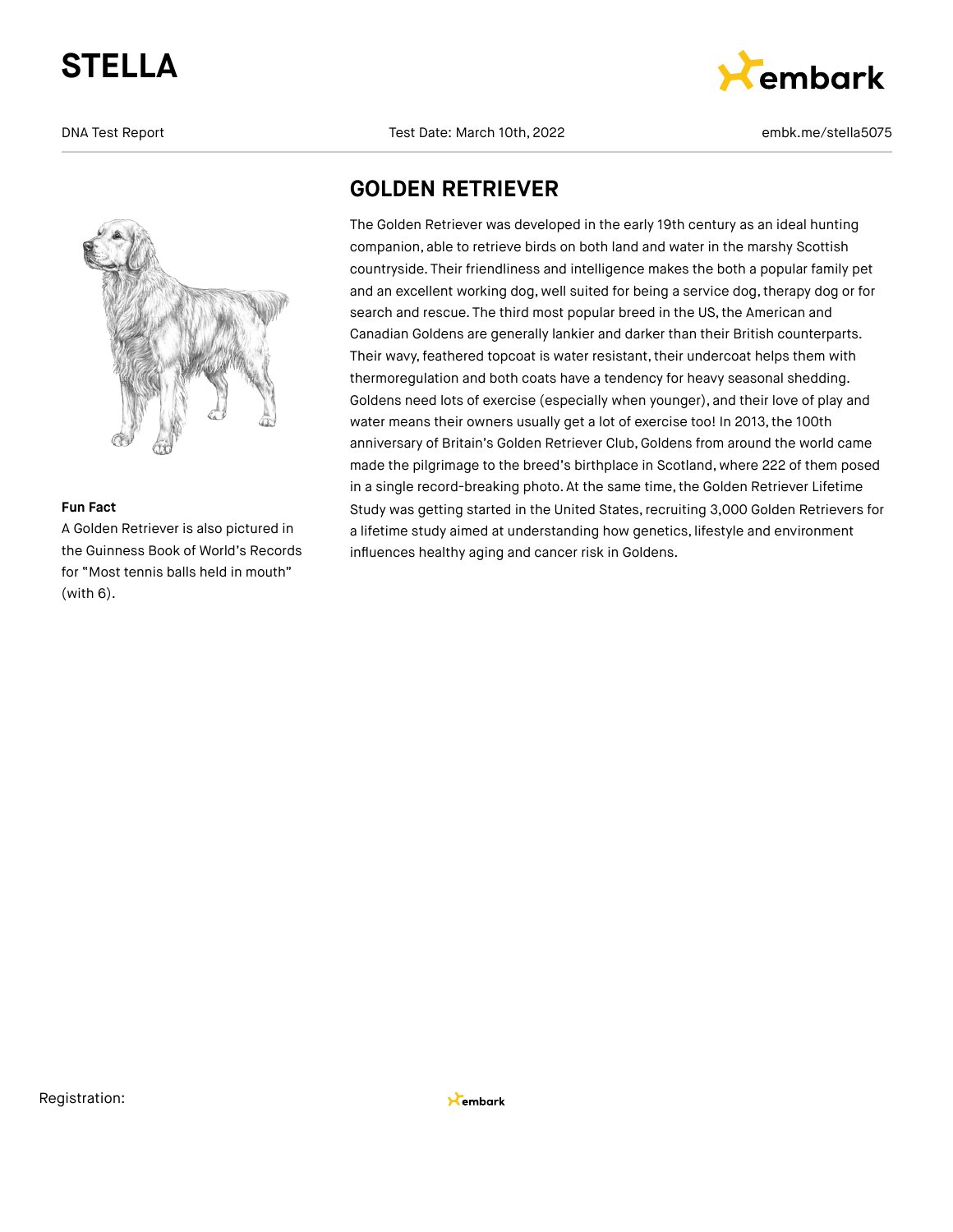# STELLA

DNA Test Report | Test Date: March 10th, 2022 | embk.me/stella5075

## GOLDEN RETRIEVER

The Golden Retriever was developed in the early 19th century as an ideal hunting companion, able to retrieve birds on both land and water in the marshy Scottish countryside. Their friendliness and intelligence makes the both a popular family pet and an excellent working dog, well suited for being a service dog, therapy dog or for search and rescue. The third most popular breed in the US, the American and Canadian Goldens are generally lankier and darker than their British counterparts. Their wavy, feathered topcoat is water resistant, their undercoat helps them with thermoregulation and both coats have a tendency for heavy seasonal shedding. Goldens need lots of exercise (especially when younger), and their love of play and water means their owners usually get a lot of exercise too! In 2013, the 100th anniversary of Britain's Golden Retriever Club, Goldens from around the world came made the pilgrimage to the breed's birthplace in Scotland, where 222 of them posed in a single record-breaking photo. At the same time, the Golden Retriever Lifetime Study was getting started in the United States, recruiting 3,000 Golden Retrievers for a lifetime study aimed at understanding how genetics, lifestyle and environment influences healthy aging and cancer risk in Goldens.

**Fun Fact**

A Golden Retriever is also pictured in the Guinness Book of World's Records for "Most tennis balls held in mouth" (with 6).

Registration: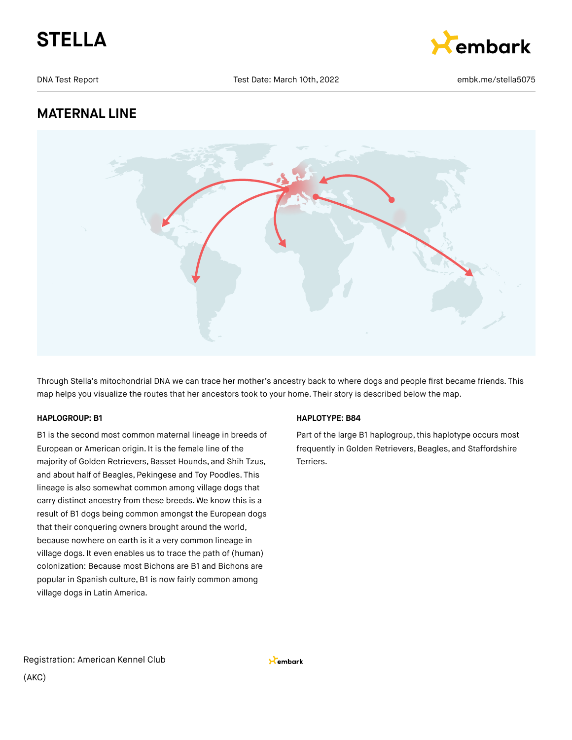# STELLA

DNA Test Report | Test Date: March 10th, 2022 | embk.me/stella5075

## MATERNAL LINE

Through Stella's mitochondrial DNA we can trace her mother's ancestry back to where dogs and people first became friends. This map helps you visualize the routes that her ancestors took to your home. Their story is described below the map.

**HAPLOGROUP: B1**

B1 is the second most common maternal lineage in breeds of European or American origin. It is the female line of the majority of Golden Retrievers, Basset Hounds, and Shih Tzus, and about half of Beagles, Pekingese and Toy Poodles. This lineage is also somewhat common among village dogs that carry distinct ancestry from these breeds. We know this is a result of B1 dogs being common amongst the European dogs that their conquering owners brought around the world, because nowhere on earth is it a very common lineage in village dogs. It even enables us to trace the path of (human) colonization: Because most Bichons are B1 and Bichons are popular in Spanish culture, B1 is now fairly common among village dogs in Latin America.

**HAPLOTYPE: B84**

Part of the large B1 haplogroup, this haplotype occurs most frequently in Golden Retrievers, Beagles, and Staffordshire Terriers.

Registration: American Kennel Club (AKC)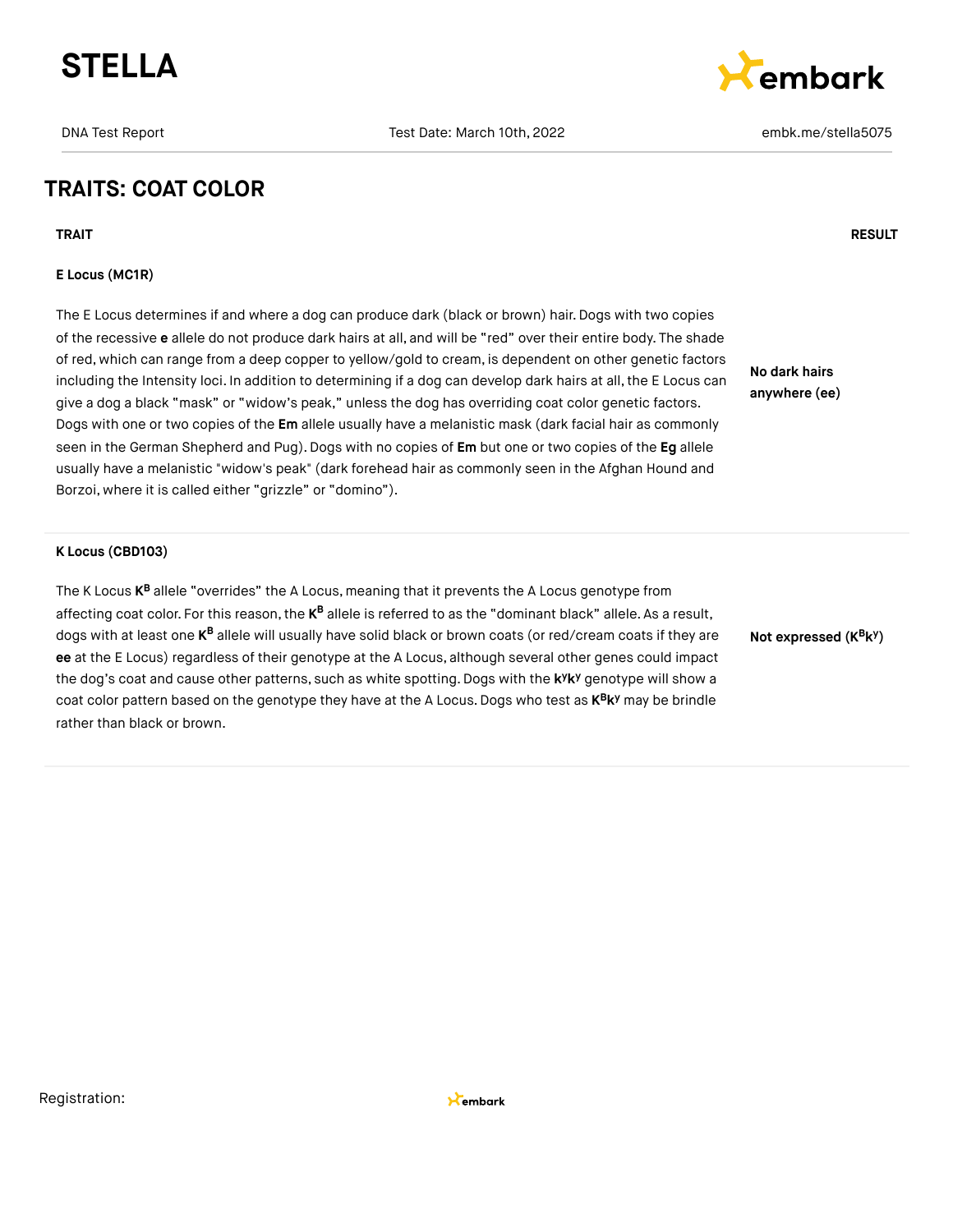## TRAITS: COAT COLOR

| TRAIT | RESULT |
|---|---|
| **E Locus (MC1R)**<br><br>The E Locus determines if and where a dog can produce dark (black or brown) hair. Dogs with two copies of the recessive **e** allele do not produce dark hairs at all, and will be "red" over their entire body. The shade of red, which can range from a deep copper to yellow/gold to cream, is dependent on other genetic factors including the Intensity loci. In addition to determining if a dog can develop dark hairs at all, the E Locus can give a dog a black "mask" or "widow's peak," unless the dog has overriding coat color genetic factors. Dogs with one or two copies of the **Em** allele usually have a melanistic mask (dark facial hair as commonly seen in the German Shepherd and Pug). Dogs with no copies of **Em** but one or two copies of the **Eg** allele usually have a melanistic "widow's peak" (dark forehead hair as commonly seen in the Afghan Hound and Borzoi, where it is called either "grizzle" or "domino"). | **No dark hairs anywhere (ee)** |
| **K Locus (CBD103)**<br><br>The K Locus $\mathbf{K^B}$ allele "overrides" the A Locus, meaning that it prevents the A Locus genotype from affecting coat color. For this reason, the $\mathbf{K^B}$ allele is referred to as the "dominant black" allele. As a result, dogs with at least one $\mathbf{K^B}$ allele will usually have solid black or brown coats (or red/cream coats if they are **ee** at the E Locus) regardless of their genotype at the A Locus, although several other genes could impact the dog's coat and cause other patterns, such as white spotting. Dogs with the $\mathbf{k^y k^y}$ genotype will show a coat color pattern based on the genotype they have at the A Locus. Dogs who test as $\mathbf{K^B k^y}$ may be brindle rather than black or brown. | **Not expressed ($\mathbf{K^B k^y}$)** |

Registration: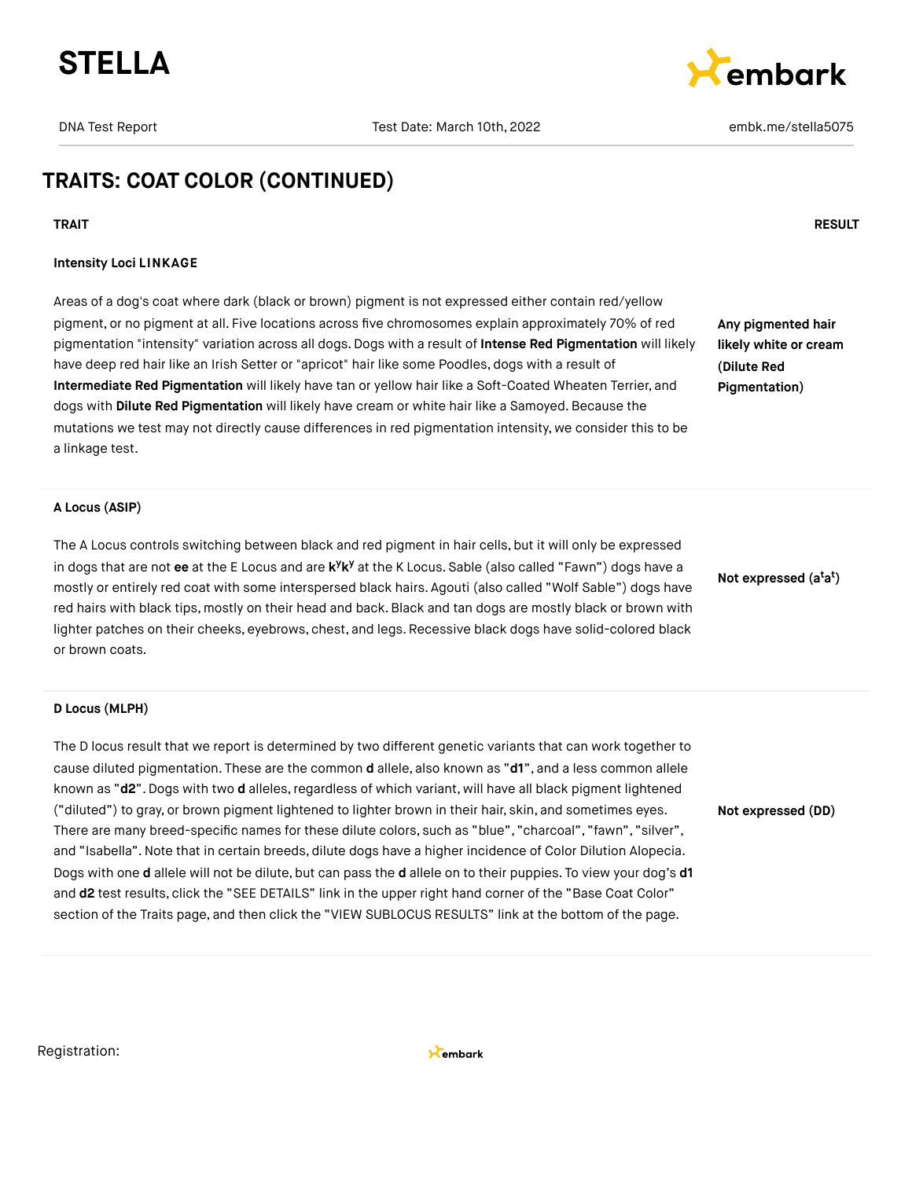## TRAITS: COAT COLOR (CONTINUED)

| TRAIT | RESULT |
|---|---|
| **Intensity Loci LINKAGE**<br><br>Areas of a dog's coat where dark (black or brown) pigment is not expressed either contain red/yellow pigment, or no pigment at all. Five locations across five chromosomes explain approximately 70% of red pigmentation "intensity" variation across all dogs. Dogs with a result of **Intense Red Pigmentation** will likely have deep red hair like an Irish Setter or "apricot" hair like some Poodles, dogs with a result of **Intermediate Red Pigmentation** will likely have tan or yellow hair like a Soft-Coated Wheaten Terrier, and dogs with **Dilute Red Pigmentation** will likely have cream or white hair like a Samoyed. Because the mutations we test may not directly cause differences in red pigmentation intensity, we consider this to be a linkage test. | **Any pigmented hair likely white or cream (Dilute Red Pigmentation)** |
| **A Locus (ASIP)**<br><br>The A Locus controls switching between black and red pigment in hair cells, but it will only be expressed in dogs that are not **ee** at the E Locus and are **$k^yk^y$** at the K Locus. Sable (also called "Fawn") dogs have a mostly or entirely red coat with some interspersed black hairs. Agouti (also called "Wolf Sable") dogs have red hairs with black tips, mostly on their head and back. Black and tan dogs are mostly black or brown with lighter patches on their cheeks, eyebrows, chest, and legs. Recessive black dogs have solid-colored black or brown coats. | **Not expressed ($a^ta^t$)** |
| **D Locus (MLPH)**<br><br>The D locus result that we report is determined by two different genetic variants that can work together to cause diluted pigmentation. These are the common **d** allele, also known as "**d1**", and a less common allele known as "**d2**". Dogs with two **d** alleles, regardless of which variant, will have all black pigment lightened ("diluted") to gray, or brown pigment lightened to lighter brown in their hair, skin, and sometimes eyes. There are many breed-specific names for these dilute colors, such as "blue", "charcoal", "fawn", "silver", and "Isabella". Note that in certain breeds, dilute dogs have a higher incidence of Color Dilution Alopecia. Dogs with one **d** allele will not be dilute, but can pass the **d** allele on to their puppies. To view your dog's **d1** and **d2** test results, click the "SEE DETAILS" link in the upper right hand corner of the "Base Coat Color" section of the Traits page, and then click the "VIEW SUBLOCUS RESULTS" link at the bottom of the page. | **Not expressed (DD)** |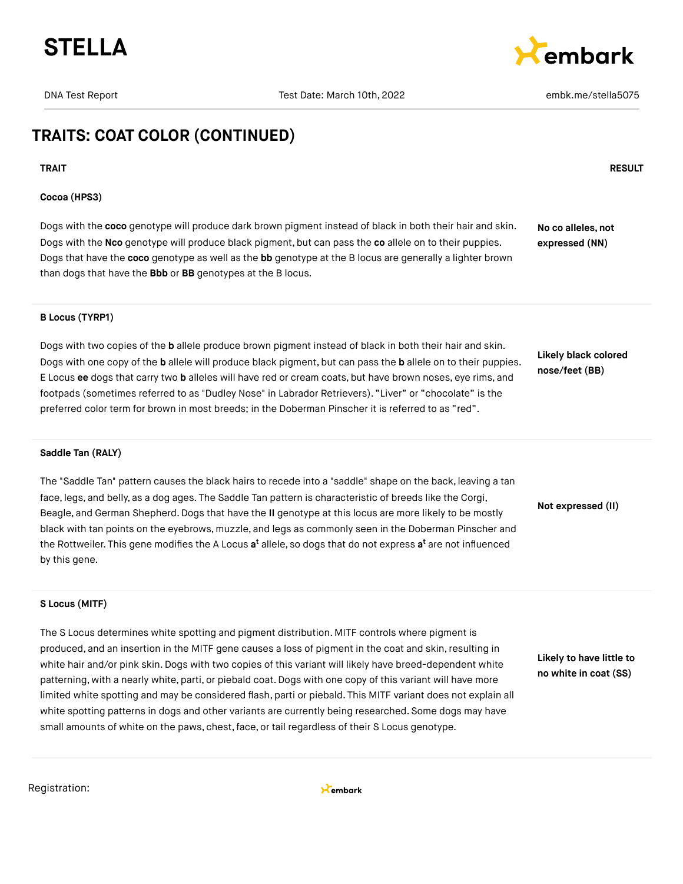## TRAITS: COAT COLOR (CONTINUED)

| TRAIT | RESULT |
| --- | --- |
| **Cocoa (HPS3)**<br><br>Dogs with the **coco** genotype will produce dark brown pigment instead of black in both their hair and skin. Dogs with the **Nco** genotype will produce black pigment, but can pass the **co** allele on to their puppies. Dogs that have the **coco** genotype as well as the **bb** genotype at the B locus are generally a lighter brown than dogs that have the **Bbb** or **BB** genotypes at the B locus. | **No co alleles, not expressed (NN)** |
| **B Locus (TYRP1)**<br><br>Dogs with two copies of the **b** allele produce brown pigment instead of black in both their hair and skin. Dogs with one copy of the **b** allele will produce black pigment, but can pass the **b** allele on to their puppies. E Locus **ee** dogs that carry two **b** alleles will have red or cream coats, but have brown noses, eye rims, and footpads (sometimes referred to as "Dudley Nose" in Labrador Retrievers). "Liver" or "chocolate" is the preferred color term for brown in most breeds; in the Doberman Pinscher it is referred to as "red". | **Likely black colored nose/feet (BB)** |
| **Saddle Tan (RALY)**<br><br>The "Saddle Tan" pattern causes the black hairs to recede into a "saddle" shape on the back, leaving a tan face, legs, and belly, as a dog ages. The Saddle Tan pattern is characteristic of breeds like the Corgi, Beagle, and German Shepherd. Dogs that have the **II** genotype at this locus are more likely to be mostly black with tan points on the eyebrows, muzzle, and legs as commonly seen in the Doberman Pinscher and the Rottweiler. This gene modifies the A Locus $\mathbf{a^t}$ allele, so dogs that do not express $\mathbf{a^t}$ are not influenced by this gene. | **Not expressed (II)** |
| **S Locus (MITF)**<br><br>The S Locus determines white spotting and pigment distribution. MITF controls where pigment is produced, and an insertion in the MITF gene causes a loss of pigment in the coat and skin, resulting in white hair and/or pink skin. Dogs with two copies of this variant will likely have breed-dependent white patterning, with a nearly white, parti, or piebald coat. Dogs with one copy of this variant will have more limited white spotting and may be considered flash, parti or piebald. This MITF variant does not explain all white spotting patterns in dogs and other variants are currently being researched. Some dogs may have small amounts of white on the paws, chest, face, or tail regardless of their S Locus genotype. | **Likely to have little to no white in coat (SS)** |

Registration: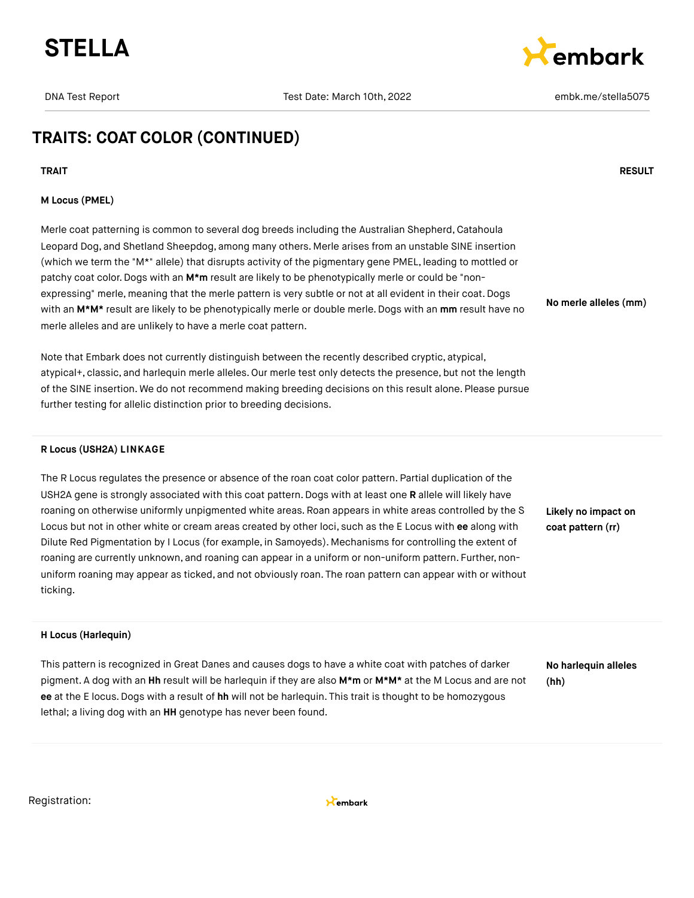## TRAITS: COAT COLOR (CONTINUED)

| TRAIT | RESULT |
| --- | --- |
| **M Locus (PMEL)**<br><br>Merle coat patterning is common to several dog breeds including the Australian Shepherd, Catahoula Leopard Dog, and Shetland Sheepdog, among many others. Merle arises from an unstable SINE insertion (which we term the "M*" allele) that disrupts activity of the pigmentary gene PMEL, leading to mottled or patchy coat color. Dogs with an **M*m** result are likely to be phenotypically merle or could be "non-expressing" merle, meaning that the merle pattern is very subtle or not at all evident in their coat. Dogs with an **M*M*** result are likely to be phenotypically merle or double merle. Dogs with an **mm** result have no merle alleles and are unlikely to have a merle coat pattern.<br><br>Note that Embark does not currently distinguish between the recently described cryptic, atypical, atypical+, classic, and harlequin merle alleles. Our merle test only detects the presence, but not the length of the SINE insertion. We do not recommend making breeding decisions on this result alone. Please pursue further testing for allelic distinction prior to breeding decisions. | **No merle alleles (mm)** |
| **R Locus (USH2A) LINKAGE**<br><br>The R Locus regulates the presence or absence of the roan coat color pattern. Partial duplication of the USH2A gene is strongly associated with this coat pattern. Dogs with at least one **R** allele will likely have roaning on otherwise uniformly unpigmented white areas. Roan appears in white areas controlled by the S Locus but not in other white or cream areas created by other loci, such as the E Locus with **ee** along with Dilute Red Pigmentation by I Locus (for example, in Samoyeds). Mechanisms for controlling the extent of roaning are currently unknown, and roaning can appear in a uniform or non-uniform pattern. Further, non-uniform roaning may appear as ticked, and not obviously roan. The roan pattern can appear with or without ticking. | **Likely no impact on coat pattern (rr)** |
| **H Locus (Harlequin)**<br><br>This pattern is recognized in Great Danes and causes dogs to have a white coat with patches of darker pigment. A dog with an **Hh** result will be harlequin if they are also **M*m** or **M*M*** at the M Locus and are not **ee** at the E locus. Dogs with a result of **hh** will not be harlequin. This trait is thought to be homozygous lethal; a living dog with an **HH** genotype has never been found. | **No harlequin alleles (hh)** |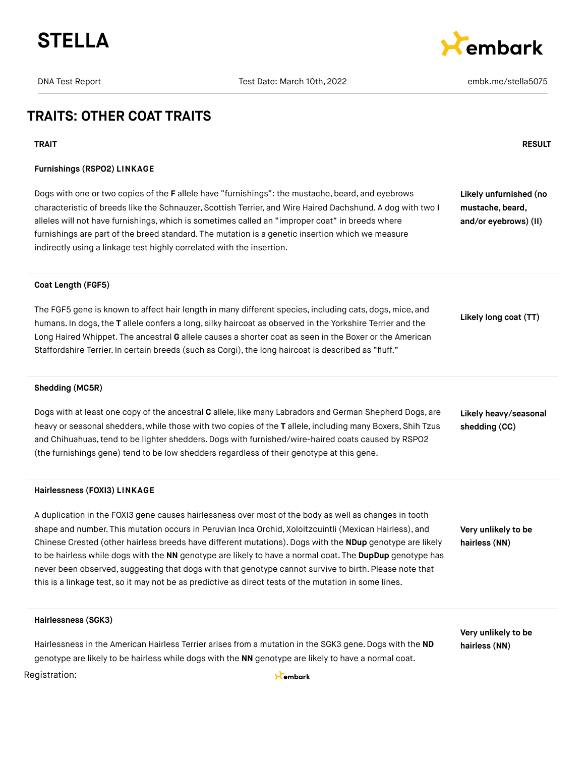# TRAITS: OTHER COAT TRAITS

| TRAIT | RESULT |
| --- | --- |
| **Furnishings (RSPO2) LINKAGE**<br><br>Dogs with one or two copies of the **F** allele have "furnishings": the mustache, beard, and eyebrows characteristic of breeds like the Schnauzer, Scottish Terrier, and Wire Haired Dachshund. A dog with two **I** alleles will not have furnishings, which is sometimes called an "improper coat" in breeds where furnishings are part of the breed standard. The mutation is a genetic insertion which we measure indirectly using a linkage test highly correlated with the insertion. | **Likely unfurnished (no mustache, beard, and/or eyebrows) (II)** |
| **Coat Length (FGF5)**<br><br>The FGF5 gene is known to affect hair length in many different species, including cats, dogs, mice, and humans. In dogs, the **T** allele confers a long, silky haircoat as observed in the Yorkshire Terrier and the Long Haired Whippet. The ancestral **G** allele causes a shorter coat as seen in the Boxer or the American Staffordshire Terrier. In certain breeds (such as Corgi), the long haircoat is described as "fluff." | **Likely long coat (TT)** |
| **Shedding (MC5R)**<br><br>Dogs with at least one copy of the ancestral **C** allele, like many Labradors and German Shepherd Dogs, are heavy or seasonal shedders, while those with two copies of the **T** allele, including many Boxers, Shih Tzus and Chihuahuas, tend to be lighter shedders. Dogs with furnished/wire-haired coats caused by RSPO2 (the furnishings gene) tend to be low shedders regardless of their genotype at this gene. | **Likely heavy/seasonal shedding (CC)** |
| **Hairlessness (FOXI3) LINKAGE**<br><br>A duplication in the FOXI3 gene causes hairlessness over most of the body as well as changes in tooth shape and number. This mutation occurs in Peruvian Inca Orchid, Xoloitzcuintli (Mexican Hairless), and Chinese Crested (other hairless breeds have different mutations). Dogs with the **NDup** genotype are likely to be hairless while dogs with the **NN** genotype are likely to have a normal coat. The **DupDup** genotype has never been observed, suggesting that dogs with that genotype cannot survive to birth. Please note that this is a linkage test, so it may not be as predictive as direct tests of the mutation in some lines. | **Very unlikely to be hairless (NN)** |
| **Hairlessness (SGK3)**<br><br>Hairlessness in the American Hairless Terrier arises from a mutation in the SGK3 gene. Dogs with the **ND** genotype are likely to be hairless while dogs with the **NN** genotype are likely to have a normal coat. | **Very unlikely to be hairless (NN)** |

Registration: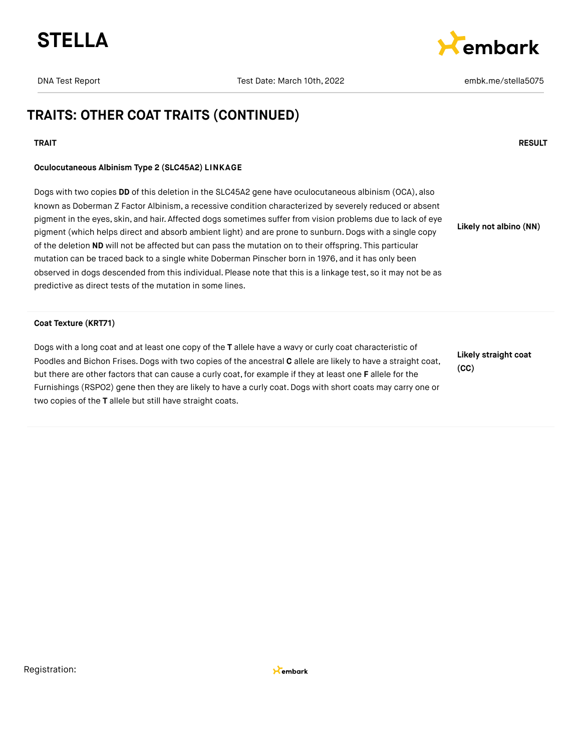## TRAITS: OTHER COAT TRAITS (CONTINUED)

| TRAIT | RESULT |
|---|---|
| **Oculocutaneous Albinism Type 2 (SLC45A2) LINKAGE**<br><br>Dogs with two copies **DD** of this deletion in the SLC45A2 gene have oculocutaneous albinism (OCA), also known as Doberman Z Factor Albinism, a recessive condition characterized by severely reduced or absent pigment in the eyes, skin, and hair. Affected dogs sometimes suffer from vision problems due to lack of eye pigment (which helps direct and absorb ambient light) and are prone to sunburn. Dogs with a single copy of the deletion **ND** will not be affected but can pass the mutation on to their offspring. This particular mutation can be traced back to a single white Doberman Pinscher born in 1976, and it has only been observed in dogs descended from this individual. Please note that this is a linkage test, so it may not be as predictive as direct tests of the mutation in some lines. | **Likely not albino (NN)** |
| **Coat Texture (KRT71)**<br><br>Dogs with a long coat and at least one copy of the **T** allele have a wavy or curly coat characteristic of Poodles and Bichon Frises. Dogs with two copies of the ancestral **C** allele are likely to have a straight coat, but there are other factors that can cause a curly coat, for example if they at least one **F** allele for the Furnishings (RSPO2) gene then they are likely to have a curly coat. Dogs with short coats may carry one or two copies of the **T** allele but still have straight coats. | **Likely straight coat (CC)** |

Registration: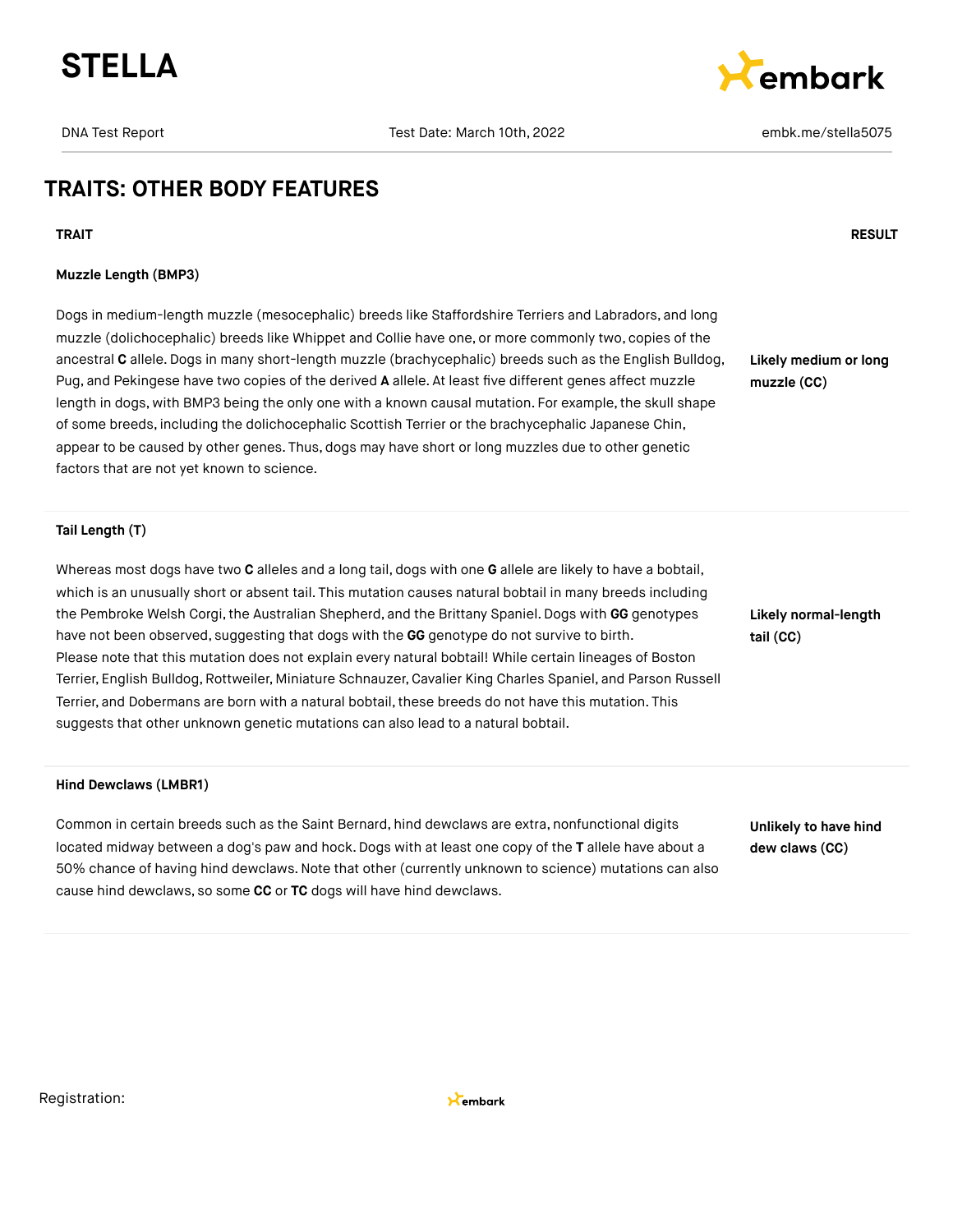# STELLA

DNA Test Report | Test Date: March 10th, 2022 | embk.me/stella5075

## TRAITS: OTHER BODY FEATURES

| TRAIT | RESULT |
|---|---|
| **Muzzle Length (BMP3)**<br><br>Dogs in medium-length muzzle (mesocephalic) breeds like Staffordshire Terriers and Labradors, and long muzzle (dolichocephalic) breeds like Whippet and Collie have one, or more commonly two, copies of the ancestral **C** allele. Dogs in many short-length muzzle (brachycephalic) breeds such as the English Bulldog, Pug, and Pekingese have two copies of the derived **A** allele. At least five different genes affect muzzle length in dogs, with BMP3 being the only one with a known causal mutation. For example, the skull shape of some breeds, including the dolichocephalic Scottish Terrier or the brachycephalic Japanese Chin, appear to be caused by other genes. Thus, dogs may have short or long muzzles due to other genetic factors that are not yet known to science. | **Likely medium or long muzzle (CC)** |
| **Tail Length (T)**<br><br>Whereas most dogs have two **C** alleles and a long tail, dogs with one **G** allele are likely to have a bobtail, which is an unusually short or absent tail. This mutation causes natural bobtail in many breeds including the Pembroke Welsh Corgi, the Australian Shepherd, and the Brittany Spaniel. Dogs with **GG** genotypes have not been observed, suggesting that dogs with the **GG** genotype do not survive to birth.<br>Please note that this mutation does not explain every natural bobtail! While certain lineages of Boston Terrier, English Bulldog, Rottweiler, Miniature Schnauzer, Cavalier King Charles Spaniel, and Parson Russell Terrier, and Dobermans are born with a natural bobtail, these breeds do not have this mutation. This suggests that other unknown genetic mutations can also lead to a natural bobtail. | **Likely normal-length tail (CC)** |
| **Hind Dewclaws (LMBR1)**<br><br>Common in certain breeds such as the Saint Bernard, hind dewclaws are extra, nonfunctional digits located midway between a dog's paw and hock. Dogs with at least one copy of the **T** allele have about a 50% chance of having hind dewclaws. Note that other (currently unknown to science) mutations can also cause hind dewclaws, so some **CC** or **TC** dogs will have hind dewclaws. | **Unlikely to have hind dew claws (CC)** |

Registration: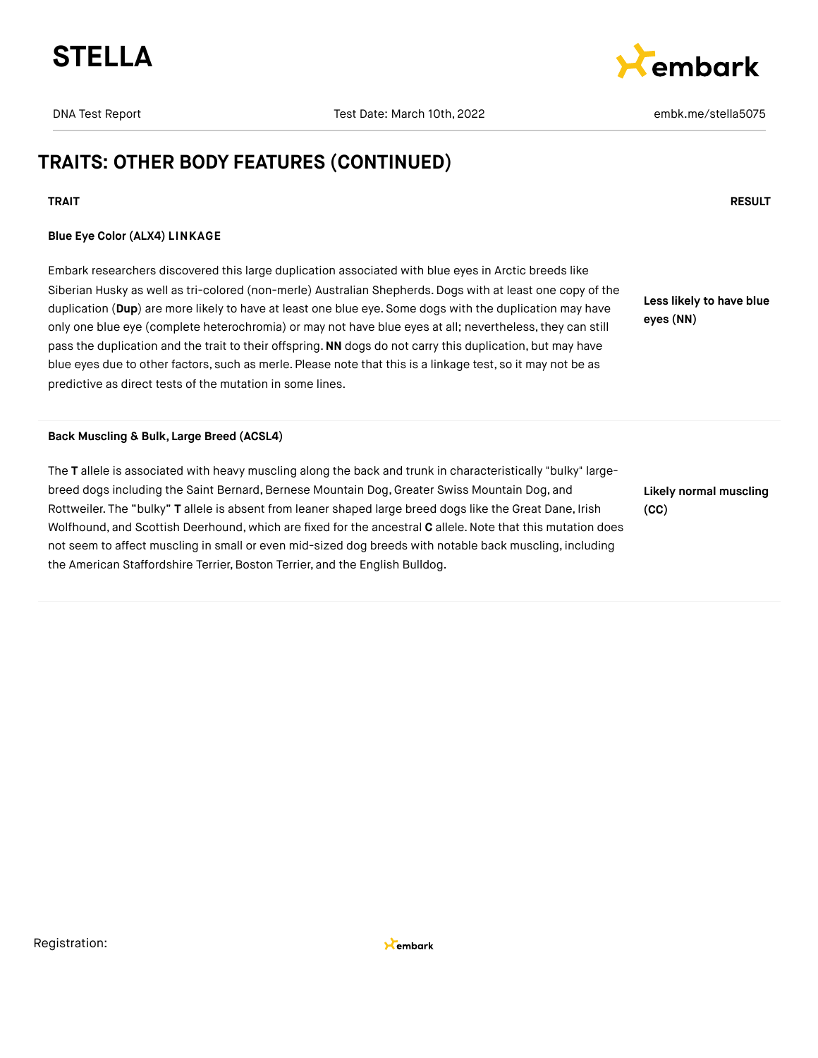## TRAITS: OTHER BODY FEATURES (CONTINUED)

| TRAIT | RESULT |
|---|---|
| **Blue Eye Color (ALX4) LINKAGE**<br><br>Embark researchers discovered this large duplication associated with blue eyes in Arctic breeds like Siberian Husky as well as tri-colored (non-merle) Australian Shepherds. Dogs with at least one copy of the duplication (**Dup**) are more likely to have at least one blue eye. Some dogs with the duplication may have only one blue eye (complete heterochromia) or may not have blue eyes at all; nevertheless, they can still pass the duplication and the trait to their offspring. **NN** dogs do not carry this duplication, but may have blue eyes due to other factors, such as merle. Please note that this is a linkage test, so it may not be as predictive as direct tests of the mutation in some lines. | **Less likely to have blue eyes (NN)** |
| **Back Muscling & Bulk, Large Breed (ACSL4)**<br><br>The **T** allele is associated with heavy muscling along the back and trunk in characteristically "bulky" large-breed dogs including the Saint Bernard, Bernese Mountain Dog, Greater Swiss Mountain Dog, and Rottweiler. The "bulky" **T** allele is absent from leaner shaped large breed dogs like the Great Dane, Irish Wolfhound, and Scottish Deerhound, which are fixed for the ancestral **C** allele. Note that this mutation does not seem to affect muscling in small or even mid-sized dog breeds with notable back muscling, including the American Staffordshire Terrier, Boston Terrier, and the English Bulldog. | **Likely normal muscling (CC)** |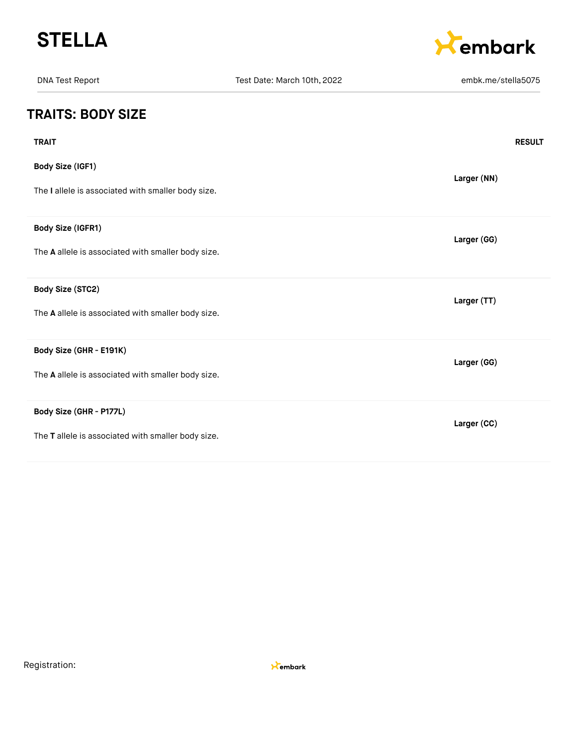## TRAITS: BODY SIZE

| TRAIT | RESULT |
| --- | --- |
| **Body Size (IGF1)**<br><br>The **I** allele is associated with smaller body size. | **Larger (NN)** |
| **Body Size (IGFR1)**<br><br>The **A** allele is associated with smaller body size. | **Larger (GG)** |
| **Body Size (STC2)**<br><br>The **A** allele is associated with smaller body size. | **Larger (TT)** |
| **Body Size (GHR - E191K)**<br><br>The **A** allele is associated with smaller body size. | **Larger (GG)** |
| **Body Size (GHR - P177L)**<br><br>The **T** allele is associated with smaller body size. | **Larger (CC)** |

Registration: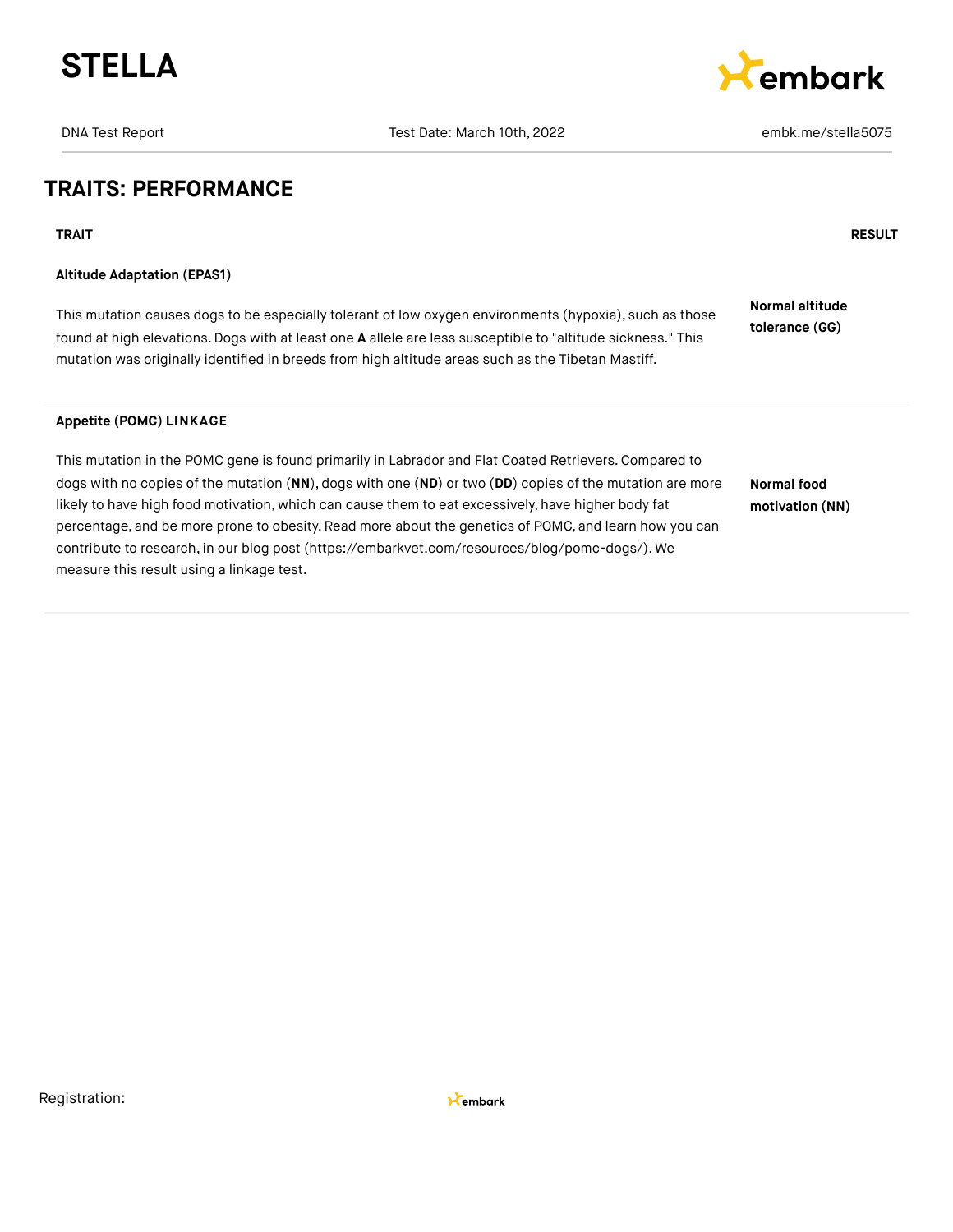## TRAITS: PERFORMANCE

| TRAIT | RESULT |
|---|---|
| **Altitude Adaptation (EPAS1)**<br><br>This mutation causes dogs to be especially tolerant of low oxygen environments (hypoxia), such as those found at high elevations. Dogs with at least one **A** allele are less susceptible to "altitude sickness." This mutation was originally identified in breeds from high altitude areas such as the Tibetan Mastiff. | **Normal altitude tolerance (GG)** |
| **Appetite (POMC) LINKAGE**<br><br>This mutation in the POMC gene is found primarily in Labrador and Flat Coated Retrievers. Compared to dogs with no copies of the mutation (**NN**), dogs with one (**ND**) or two (**DD**) copies of the mutation are more likely to have high food motivation, which can cause them to eat excessively, have higher body fat percentage, and be more prone to obesity. Read more about the genetics of POMC, and learn how you can contribute to research, in our blog post (https://embarkvet.com/resources/blog/pomc-dogs/). We measure this result using a linkage test. | **Normal food motivation (NN)** |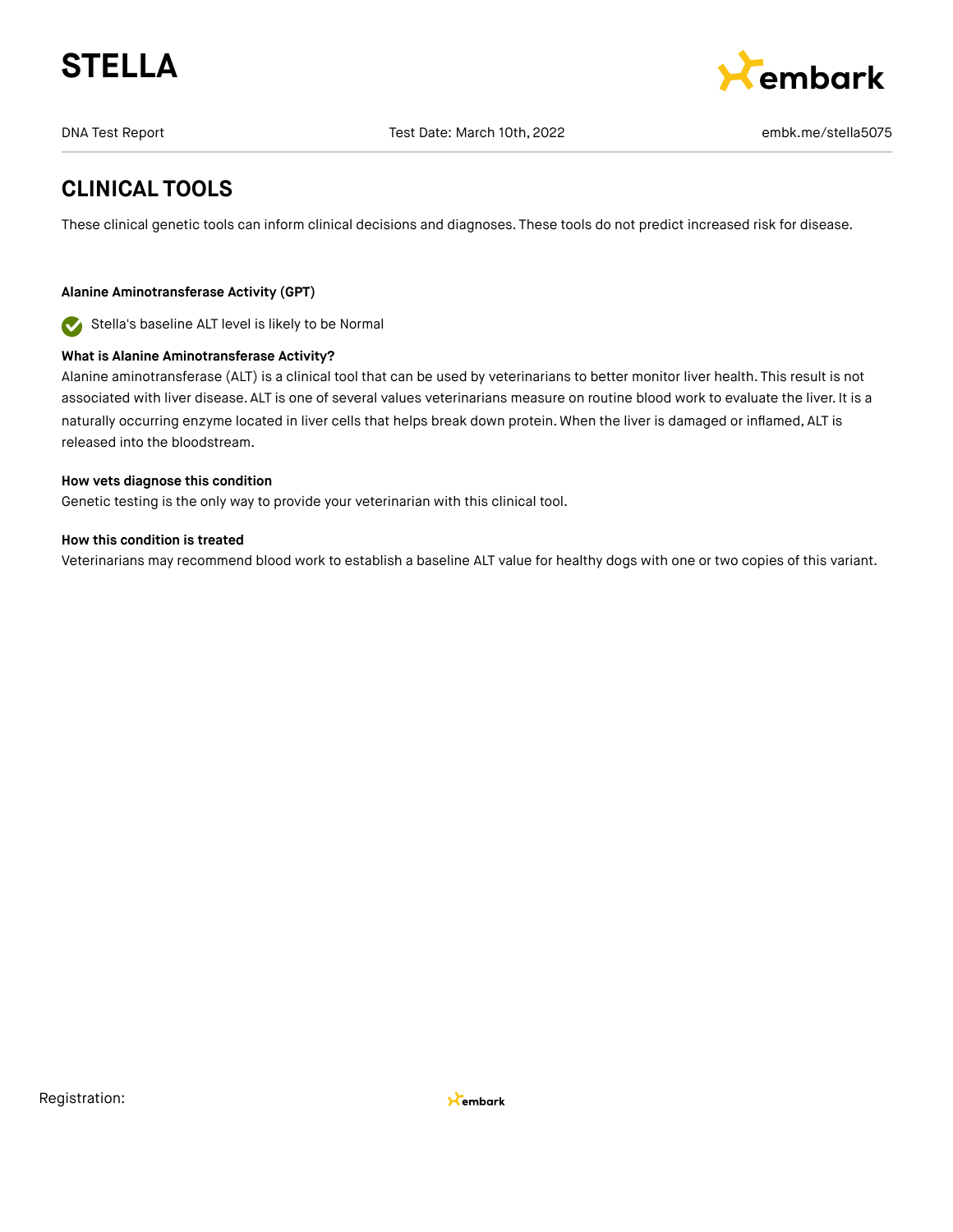# STELLA

DNA Test Report | Test Date: March 10th, 2022 | embk.me/stella5075

## CLINICAL TOOLS

These clinical genetic tools can inform clinical decisions and diagnoses. These tools do not predict increased risk for disease.

**Alanine Aminotransferase Activity (GPT)**

Stella's baseline ALT level is likely to be Normal

**What is Alanine Aminotransferase Activity?**

Alanine aminotransferase (ALT) is a clinical tool that can be used by veterinarians to better monitor liver health. This result is not associated with liver disease. ALT is one of several values veterinarians measure on routine blood work to evaluate the liver. It is a naturally occurring enzyme located in liver cells that helps break down protein. When the liver is damaged or inflamed, ALT is released into the bloodstream.

**How vets diagnose this condition**

Genetic testing is the only way to provide your veterinarian with this clinical tool.

**How this condition is treated**

Veterinarians may recommend blood work to establish a baseline ALT value for healthy dogs with one or two copies of this variant.

Registration: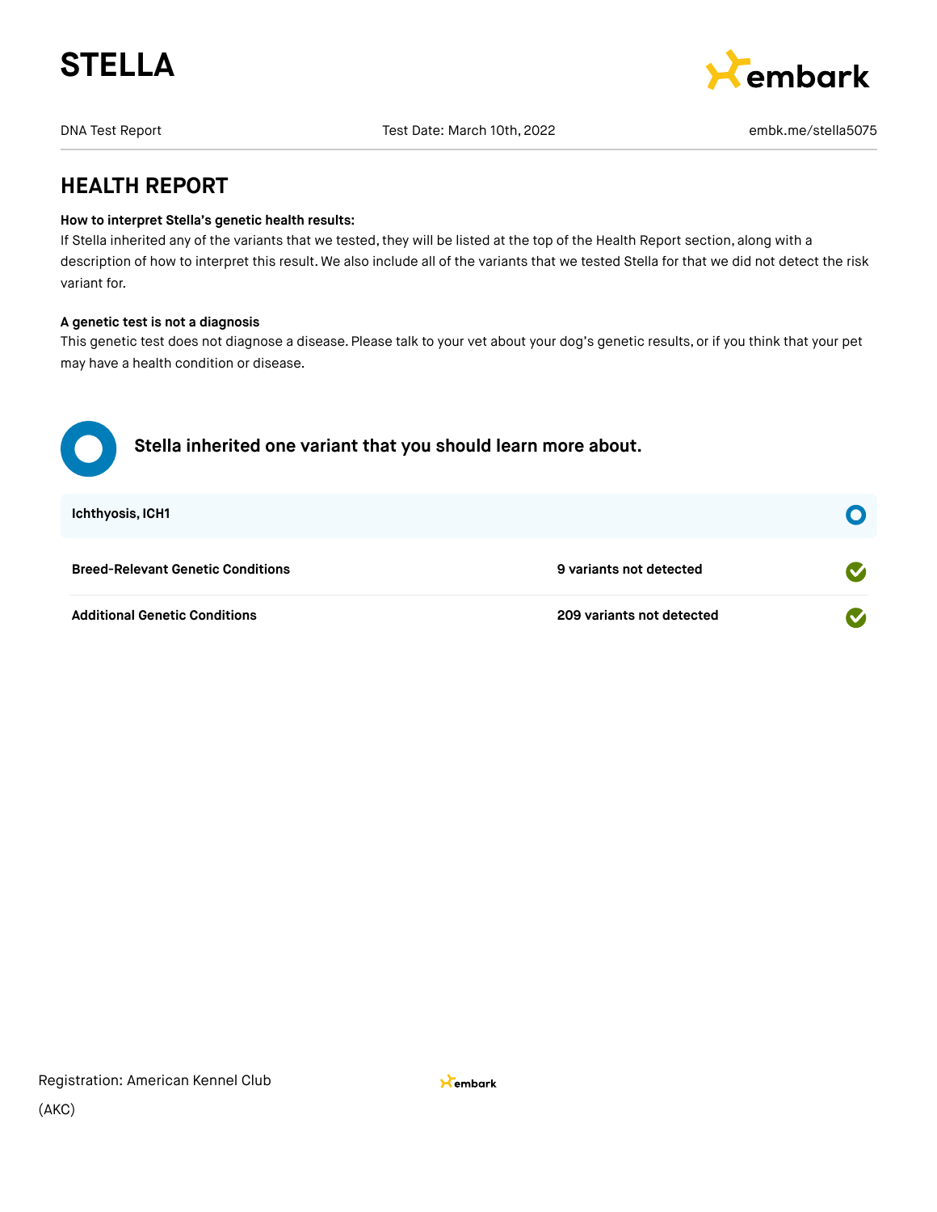# STELLA

DNA Test Report | Test Date: March 10th, 2022 | embk.me/stella5075

## HEALTH REPORT

**How to interpret Stella's genetic health results:**
If Stella inherited any of the variants that we tested, they will be listed at the top of the Health Report section, along with a description of how to interpret this result. We also include all of the variants that we tested Stella for that we did not detect the risk variant for.

**A genetic test is not a diagnosis**
This genetic test does not diagnose a disease. Please talk to your vet about your dog's genetic results, or if you think that your pet may have a health condition or disease.

### Stella inherited one variant that you should learn more about.

**Ichthyosis, ICH1**

| | |
|---|---|
| **Breed-Relevant Genetic Conditions** | **9 variants not detected** |
| **Additional Genetic Conditions** | **209 variants not detected** |

Registration: American Kennel Club (AKC)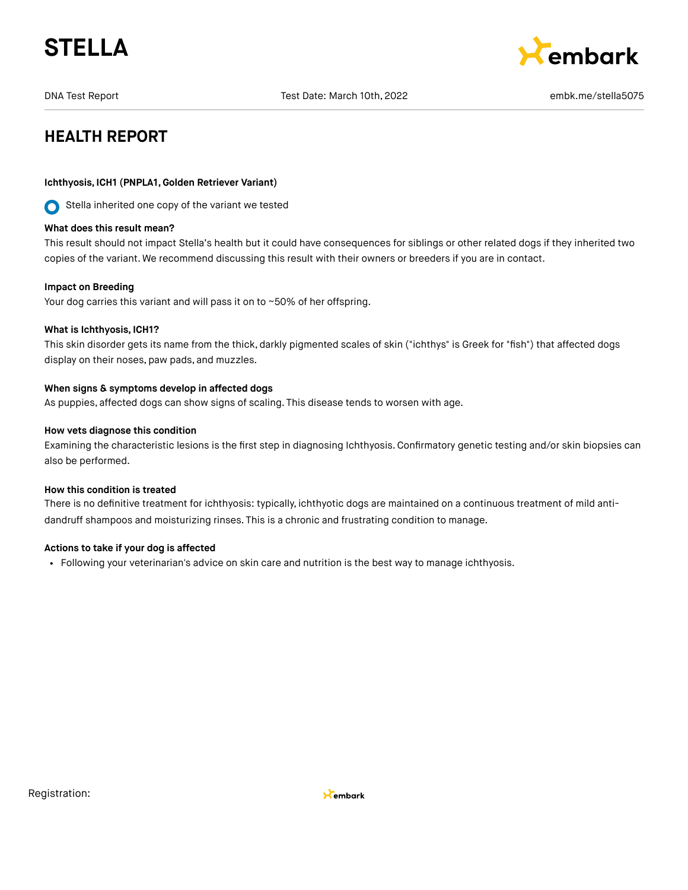# STELLA

DNA Test Report

Test Date: March 10th, 2022

embk.me/stella5075

## HEALTH REPORT

**Ichthyosis, ICH1 (PNPLA1, Golden Retriever Variant)**

Stella inherited one copy of the variant we tested

**What does this result mean?**

This result should not impact Stella's health but it could have consequences for siblings or other related dogs if they inherited two copies of the variant. We recommend discussing this result with their owners or breeders if you are in contact.

**Impact on Breeding**

Your dog carries this variant and will pass it on to ~50% of her offspring.

**What is Ichthyosis, ICH1?**

This skin disorder gets its name from the thick, darkly pigmented scales of skin ("ichthys" is Greek for "fish") that affected dogs display on their noses, paw pads, and muzzles.

**When signs & symptoms develop in affected dogs**

As puppies, affected dogs can show signs of scaling. This disease tends to worsen with age.

**How vets diagnose this condition**

Examining the characteristic lesions is the first step in diagnosing Ichthyosis. Confirmatory genetic testing and/or skin biopsies can also be performed.

**How this condition is treated**

There is no definitive treatment for ichthyosis: typically, ichthyotic dogs are maintained on a continuous treatment of mild anti-dandruff shampoos and moisturizing rinses. This is a chronic and frustrating condition to manage.

**Actions to take if your dog is affected**

- Following your veterinarian's advice on skin care and nutrition is the best way to manage ichthyosis.

Registration: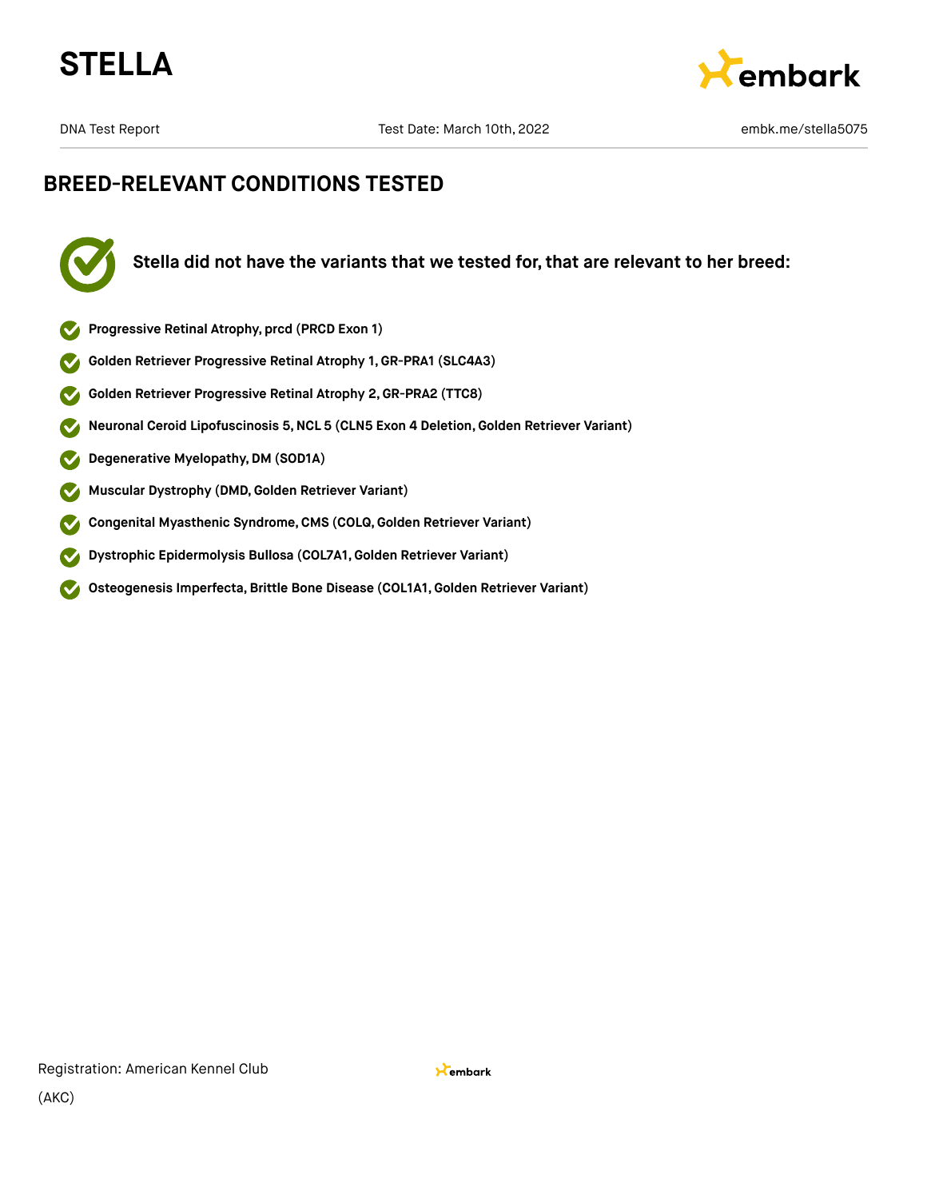## BREED-RELEVANT CONDITIONS TESTED

**Stella did not have the variants that we tested for, that are relevant to her breed:**

- **Progressive Retinal Atrophy, prcd (PRCD Exon 1)**
- **Golden Retriever Progressive Retinal Atrophy 1, GR-PRA1 (SLC4A3)**
- **Golden Retriever Progressive Retinal Atrophy 2, GR-PRA2 (TTC8)**
- **Neuronal Ceroid Lipofuscinosis 5, NCL 5 (CLN5 Exon 4 Deletion, Golden Retriever Variant)**
- **Degenerative Myelopathy, DM (SOD1A)**
- **Muscular Dystrophy (DMD, Golden Retriever Variant)**
- **Congenital Myasthenic Syndrome, CMS (COLQ, Golden Retriever Variant)**
- **Dystrophic Epidermolysis Bullosa (COL7A1, Golden Retriever Variant)**
- **Osteogenesis Imperfecta, Brittle Bone Disease (COL1A1, Golden Retriever Variant)**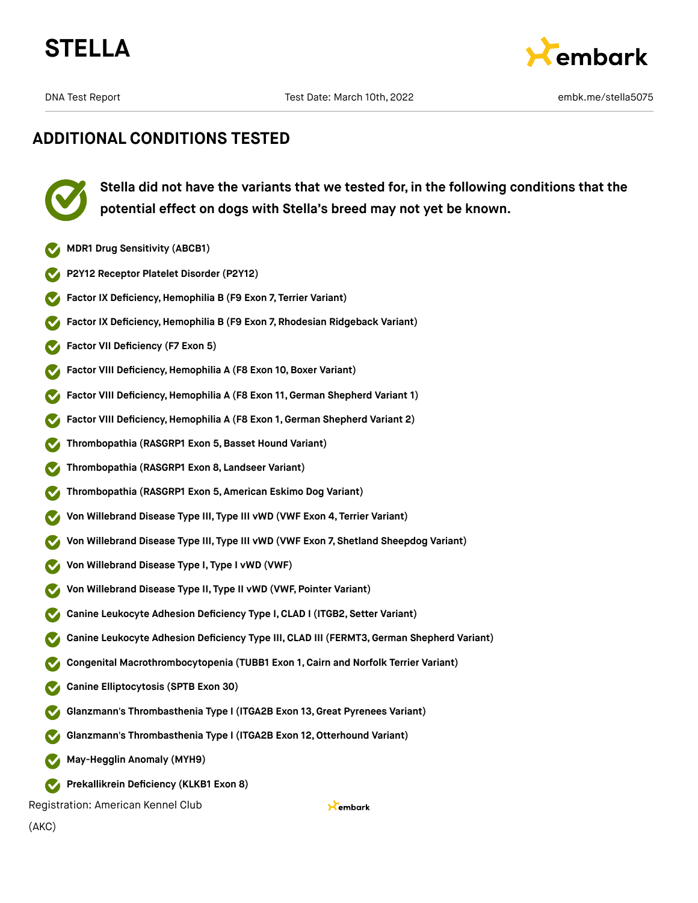# ADDITIONAL CONDITIONS TESTED

**Stella did not have the variants that we tested for, in the following conditions that the potential effect on dogs with Stella's breed may not yet be known.**

- **MDR1 Drug Sensitivity (ABCB1)**
- **P2Y12 Receptor Platelet Disorder (P2Y12)**
- **Factor IX Deficiency, Hemophilia B (F9 Exon 7, Terrier Variant)**
- **Factor IX Deficiency, Hemophilia B (F9 Exon 7, Rhodesian Ridgeback Variant)**
- **Factor VII Deficiency (F7 Exon 5)**
- **Factor VIII Deficiency, Hemophilia A (F8 Exon 10, Boxer Variant)**
- **Factor VIII Deficiency, Hemophilia A (F8 Exon 11, German Shepherd Variant 1)**
- **Factor VIII Deficiency, Hemophilia A (F8 Exon 1, German Shepherd Variant 2)**
- **Thrombopathia (RASGRP1 Exon 5, Basset Hound Variant)**
- **Thrombopathia (RASGRP1 Exon 8, Landseer Variant)**
- **Thrombopathia (RASGRP1 Exon 5, American Eskimo Dog Variant)**
- **Von Willebrand Disease Type III, Type III vWD (VWF Exon 4, Terrier Variant)**
- **Von Willebrand Disease Type III, Type III vWD (VWF Exon 7, Shetland Sheepdog Variant)**
- **Von Willebrand Disease Type I, Type I vWD (VWF)**
- **Von Willebrand Disease Type II, Type II vWD (VWF, Pointer Variant)**
- **Canine Leukocyte Adhesion Deficiency Type I, CLAD I (ITGB2, Setter Variant)**
- **Canine Leukocyte Adhesion Deficiency Type III, CLAD III (FERMT3, German Shepherd Variant)**
- **Congenital Macrothrombocytopenia (TUBB1 Exon 1, Cairn and Norfolk Terrier Variant)**
- **Canine Elliptocytosis (SPTB Exon 30)**
- **Glanzmann's Thrombasthenia Type I (ITGA2B Exon 13, Great Pyrenees Variant)**
- **Glanzmann's Thrombasthenia Type I (ITGA2B Exon 12, Otterhound Variant)**
- **May-Hegglin Anomaly (MYH9)**
- **Prekallikrein Deficiency (KLKB1 Exon 8)**

Registration: American Kennel Club (AKC)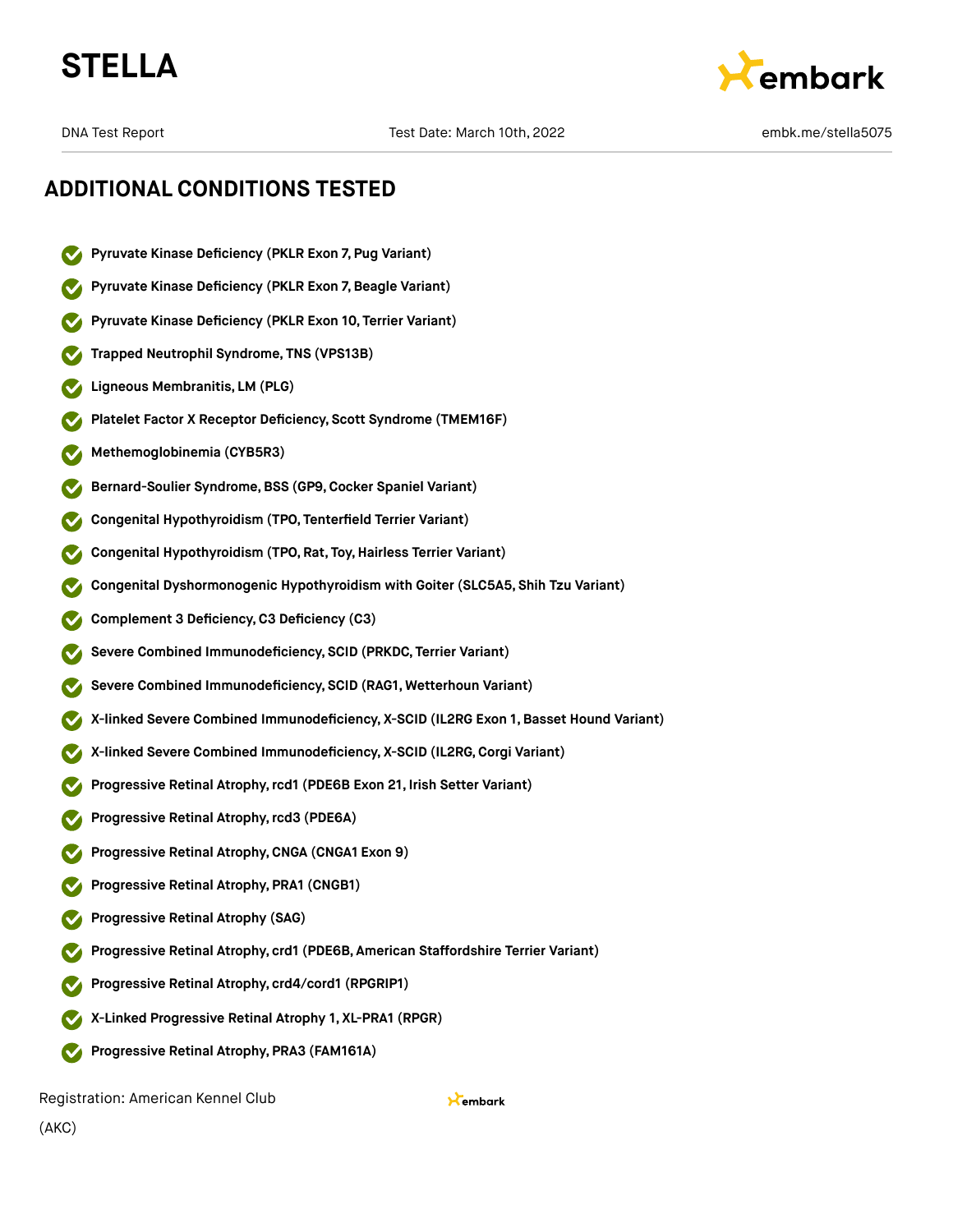## ADDITIONAL CONDITIONS TESTED

- **Pyruvate Kinase Deficiency (PKLR Exon 7, Pug Variant)**
- **Pyruvate Kinase Deficiency (PKLR Exon 7, Beagle Variant)**
- **Pyruvate Kinase Deficiency (PKLR Exon 10, Terrier Variant)**
- **Trapped Neutrophil Syndrome, TNS (VPS13B)**
- **Ligneous Membranitis, LM (PLG)**
- **Platelet Factor X Receptor Deficiency, Scott Syndrome (TMEM16F)**
- **Methemoglobinemia (CYB5R3)**
- **Bernard-Soulier Syndrome, BSS (GP9, Cocker Spaniel Variant)**
- **Congenital Hypothyroidism (TPO, Tenterfield Terrier Variant)**
- **Congenital Hypothyroidism (TPO, Rat, Toy, Hairless Terrier Variant)**
- **Congenital Dyshormonogenic Hypothyroidism with Goiter (SLC5A5, Shih Tzu Variant)**
- **Complement 3 Deficiency, C3 Deficiency (C3)**
- **Severe Combined Immunodeficiency, SCID (PRKDC, Terrier Variant)**
- **Severe Combined Immunodeficiency, SCID (RAG1, Wetterhoun Variant)**
- **X-linked Severe Combined Immunodeficiency, X-SCID (IL2RG Exon 1, Basset Hound Variant)**
- **X-linked Severe Combined Immunodeficiency, X-SCID (IL2RG, Corgi Variant)**
- **Progressive Retinal Atrophy, rcd1 (PDE6B Exon 21, Irish Setter Variant)**
- **Progressive Retinal Atrophy, rcd3 (PDE6A)**
- **Progressive Retinal Atrophy, CNGA (CNGA1 Exon 9)**
- **Progressive Retinal Atrophy, PRA1 (CNGB1)**
- **Progressive Retinal Atrophy (SAG)**
- **Progressive Retinal Atrophy, crd1 (PDE6B, American Staffordshire Terrier Variant)**
- **Progressive Retinal Atrophy, crd4/cord1 (RPGRIP1)**
- **X-Linked Progressive Retinal Atrophy 1, XL-PRA1 (RPGR)**
- **Progressive Retinal Atrophy, PRA3 (FAM161A)**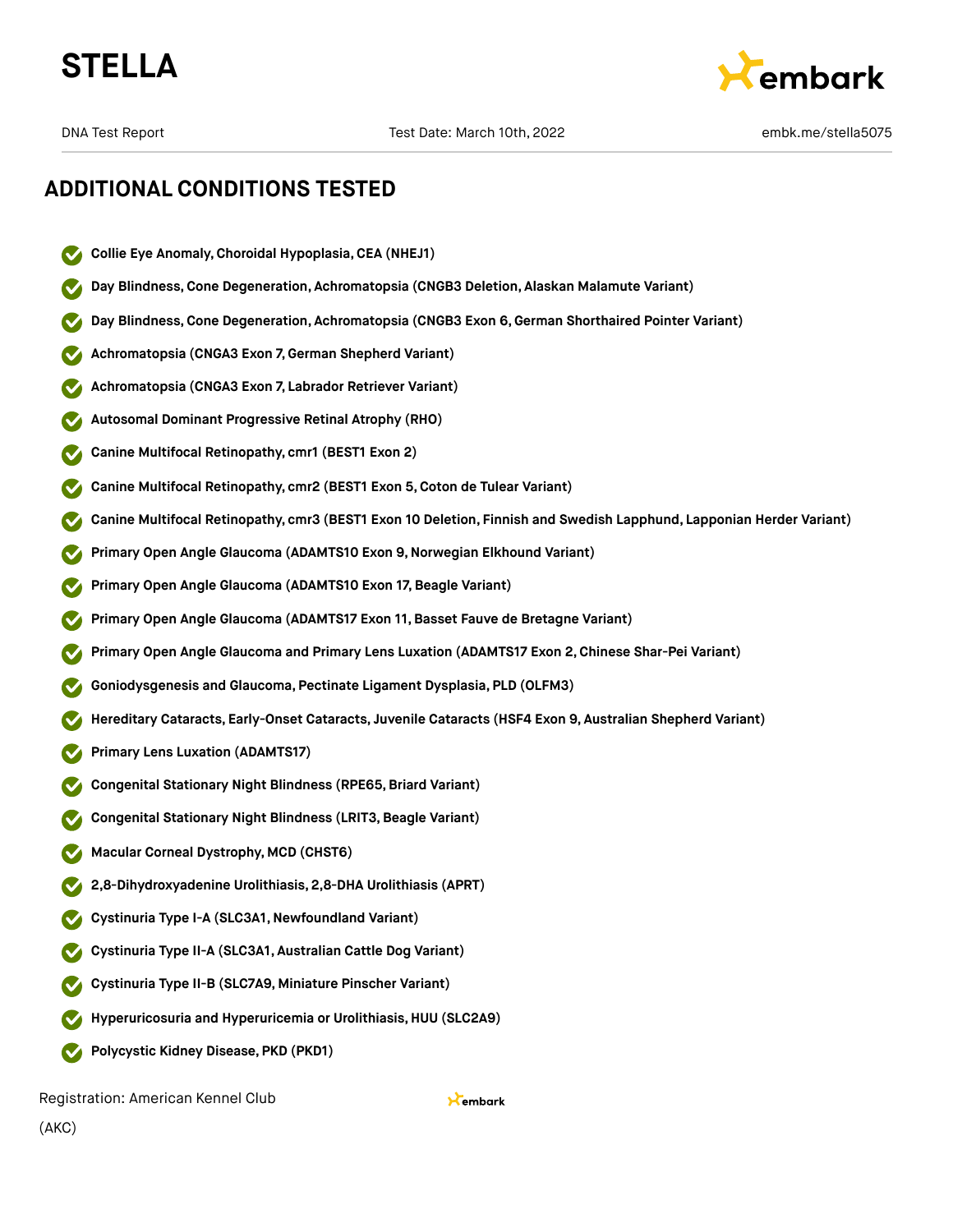## ADDITIONAL CONDITIONS TESTED

- Collie Eye Anomaly, Choroidal Hypoplasia, CEA (NHEJ1)
- Day Blindness, Cone Degeneration, Achromatopsia (CNGB3 Deletion, Alaskan Malamute Variant)
- Day Blindness, Cone Degeneration, Achromatopsia (CNGB3 Exon 6, German Shorthaired Pointer Variant)
- Achromatopsia (CNGA3 Exon 7, German Shepherd Variant)
- Achromatopsia (CNGA3 Exon 7, Labrador Retriever Variant)
- Autosomal Dominant Progressive Retinal Atrophy (RHO)
- Canine Multifocal Retinopathy, cmr1 (BEST1 Exon 2)
- Canine Multifocal Retinopathy, cmr2 (BEST1 Exon 5, Coton de Tulear Variant)
- Canine Multifocal Retinopathy, cmr3 (BEST1 Exon 10 Deletion, Finnish and Swedish Lapphund, Lapponian Herder Variant)
- Primary Open Angle Glaucoma (ADAMTS10 Exon 9, Norwegian Elkhound Variant)
- Primary Open Angle Glaucoma (ADAMTS10 Exon 17, Beagle Variant)
- Primary Open Angle Glaucoma (ADAMTS17 Exon 11, Basset Fauve de Bretagne Variant)
- Primary Open Angle Glaucoma and Primary Lens Luxation (ADAMTS17 Exon 2, Chinese Shar-Pei Variant)
- Goniodysgenesis and Glaucoma, Pectinate Ligament Dysplasia, PLD (OLFM3)
- Hereditary Cataracts, Early-Onset Cataracts, Juvenile Cataracts (HSF4 Exon 9, Australian Shepherd Variant)
- Primary Lens Luxation (ADAMTS17)
- Congenital Stationary Night Blindness (RPE65, Briard Variant)
- Congenital Stationary Night Blindness (LRIT3, Beagle Variant)
- Macular Corneal Dystrophy, MCD (CHST6)
- 2,8-Dihydroxyadenine Urolithiasis, 2,8-DHA Urolithiasis (APRT)
- Cystinuria Type I-A (SLC3A1, Newfoundland Variant)
- Cystinuria Type II-A (SLC3A1, Australian Cattle Dog Variant)
- Cystinuria Type II-B (SLC7A9, Miniature Pinscher Variant)
- Hyperuricosuria and Hyperuricemia or Urolithiasis, HUU (SLC2A9)
- Polycystic Kidney Disease, PKD (PKD1)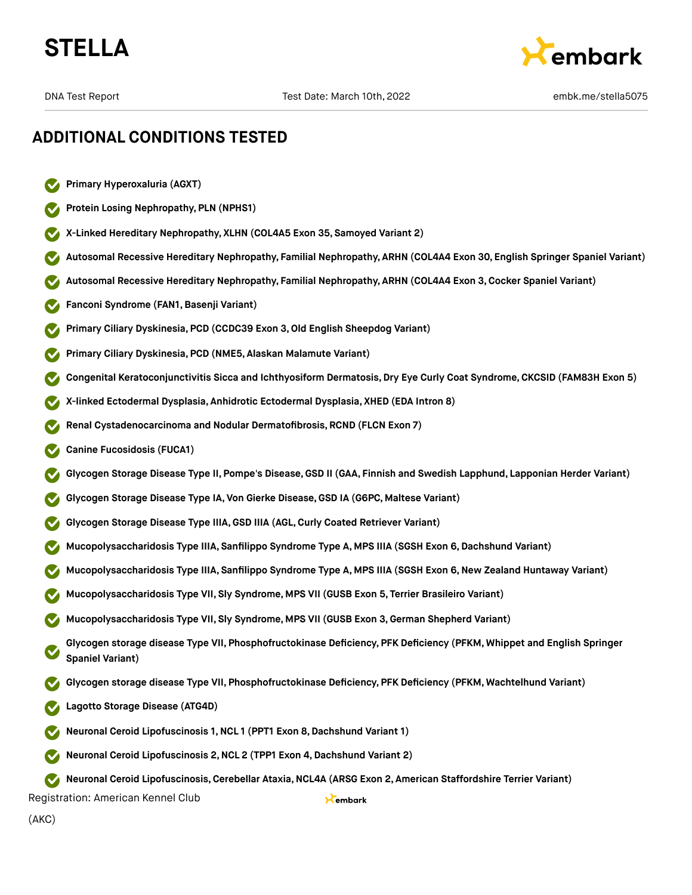## ADDITIONAL CONDITIONS TESTED

- **Primary Hyperoxaluria (AGXT)**
- **Protein Losing Nephropathy, PLN (NPHS1)**
- **X-Linked Hereditary Nephropathy, XLHN (COL4A5 Exon 35, Samoyed Variant 2)**
- **Autosomal Recessive Hereditary Nephropathy, Familial Nephropathy, ARHN (COL4A4 Exon 30, English Springer Spaniel Variant)**
- **Autosomal Recessive Hereditary Nephropathy, Familial Nephropathy, ARHN (COL4A4 Exon 3, Cocker Spaniel Variant)**
- **Fanconi Syndrome (FAN1, Basenji Variant)**
- **Primary Ciliary Dyskinesia, PCD (CCDC39 Exon 3, Old English Sheepdog Variant)**
- **Primary Ciliary Dyskinesia, PCD (NME5, Alaskan Malamute Variant)**
- **Congenital Keratoconjunctivitis Sicca and Ichthyosiform Dermatosis, Dry Eye Curly Coat Syndrome, CKCSID (FAM83H Exon 5)**
- **X-linked Ectodermal Dysplasia, Anhidrotic Ectodermal Dysplasia, XHED (EDA Intron 8)**
- **Renal Cystadenocarcinoma and Nodular Dermatofibrosis, RCND (FLCN Exon 7)**
- **Canine Fucosidosis (FUCA1)**
- **Glycogen Storage Disease Type II, Pompe's Disease, GSD II (GAA, Finnish and Swedish Lapphund, Lapponian Herder Variant)**
- **Glycogen Storage Disease Type IA, Von Gierke Disease, GSD IA (G6PC, Maltese Variant)**
- **Glycogen Storage Disease Type IIIA, GSD IIIA (AGL, Curly Coated Retriever Variant)**
- **Mucopolysaccharidosis Type IIIA, Sanfilippo Syndrome Type A, MPS IIIA (SGSH Exon 6, Dachshund Variant)**
- **Mucopolysaccharidosis Type IIIA, Sanfilippo Syndrome Type A, MPS IIIA (SGSH Exon 6, New Zealand Huntaway Variant)**
- **Mucopolysaccharidosis Type VII, Sly Syndrome, MPS VII (GUSB Exon 5, Terrier Brasileiro Variant)**
- **Mucopolysaccharidosis Type VII, Sly Syndrome, MPS VII (GUSB Exon 3, German Shepherd Variant)**
- **Glycogen storage disease Type VII, Phosphofructokinase Deficiency, PFK Deficiency (PFKM, Whippet and English Springer Spaniel Variant)**
- **Glycogen storage disease Type VII, Phosphofructokinase Deficiency, PFK Deficiency (PFKM, Wachtelhund Variant)**
- **Lagotto Storage Disease (ATG4D)**
- **Neuronal Ceroid Lipofuscinosis 1, NCL 1 (PPT1 Exon 8, Dachshund Variant 1)**
- **Neuronal Ceroid Lipofuscinosis 2, NCL 2 (TPP1 Exon 4, Dachshund Variant 2)**
- **Neuronal Ceroid Lipofuscinosis, Cerebellar Ataxia, NCL4A (ARSG Exon 2, American Staffordshire Terrier Variant)**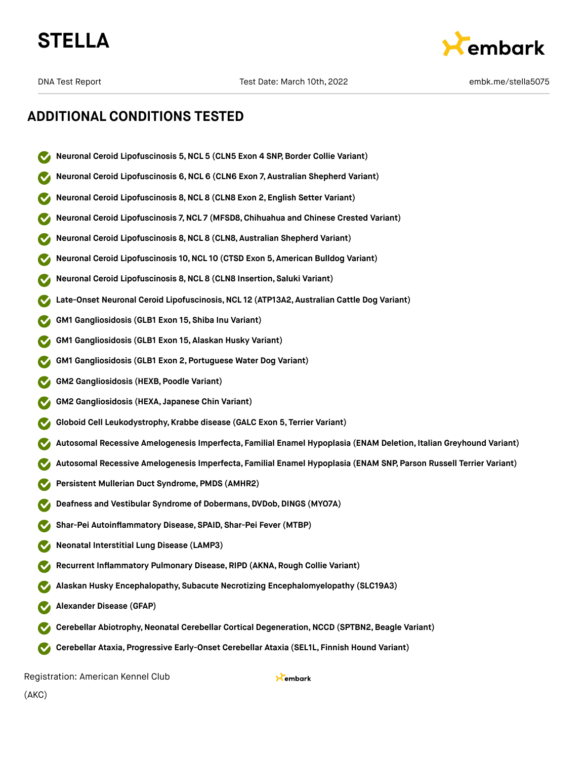## ADDITIONAL CONDITIONS TESTED

- **Neuronal Ceroid Lipofuscinosis 5, NCL 5 (CLN5 Exon 4 SNP, Border Collie Variant)**
- **Neuronal Ceroid Lipofuscinosis 6, NCL 6 (CLN6 Exon 7, Australian Shepherd Variant)**
- **Neuronal Ceroid Lipofuscinosis 8, NCL 8 (CLN8 Exon 2, English Setter Variant)**
- **Neuronal Ceroid Lipofuscinosis 7, NCL 7 (MFSD8, Chihuahua and Chinese Crested Variant)**
- **Neuronal Ceroid Lipofuscinosis 8, NCL 8 (CLN8, Australian Shepherd Variant)**
- **Neuronal Ceroid Lipofuscinosis 10, NCL 10 (CTSD Exon 5, American Bulldog Variant)**
- **Neuronal Ceroid Lipofuscinosis 8, NCL 8 (CLN8 Insertion, Saluki Variant)**
- **Late-Onset Neuronal Ceroid Lipofuscinosis, NCL 12 (ATP13A2, Australian Cattle Dog Variant)**
- **GM1 Gangliosidosis (GLB1 Exon 15, Shiba Inu Variant)**
- **GM1 Gangliosidosis (GLB1 Exon 15, Alaskan Husky Variant)**
- **GM1 Gangliosidosis (GLB1 Exon 2, Portuguese Water Dog Variant)**
- **GM2 Gangliosidosis (HEXB, Poodle Variant)**
- **GM2 Gangliosidosis (HEXA, Japanese Chin Variant)**
- **Globoid Cell Leukodystrophy, Krabbe disease (GALC Exon 5, Terrier Variant)**
- **Autosomal Recessive Amelogenesis Imperfecta, Familial Enamel Hypoplasia (ENAM Deletion, Italian Greyhound Variant)**
- **Autosomal Recessive Amelogenesis Imperfecta, Familial Enamel Hypoplasia (ENAM SNP, Parson Russell Terrier Variant)**
- **Persistent Mullerian Duct Syndrome, PMDS (AMHR2)**
- **Deafness and Vestibular Syndrome of Dobermans, DVDob, DINGS (MYO7A)**
- **Shar-Pei Autoinflammatory Disease, SPAID, Shar-Pei Fever (MTBP)**
- **Neonatal Interstitial Lung Disease (LAMP3)**
- **Recurrent Inflammatory Pulmonary Disease, RIPD (AKNA, Rough Collie Variant)**
- **Alaskan Husky Encephalopathy, Subacute Necrotizing Encephalomyelopathy (SLC19A3)**
- **Alexander Disease (GFAP)**
- **Cerebellar Abiotrophy, Neonatal Cerebellar Cortical Degeneration, NCCD (SPTBN2, Beagle Variant)**
- **Cerebellar Ataxia, Progressive Early-Onset Cerebellar Ataxia (SEL1L, Finnish Hound Variant)**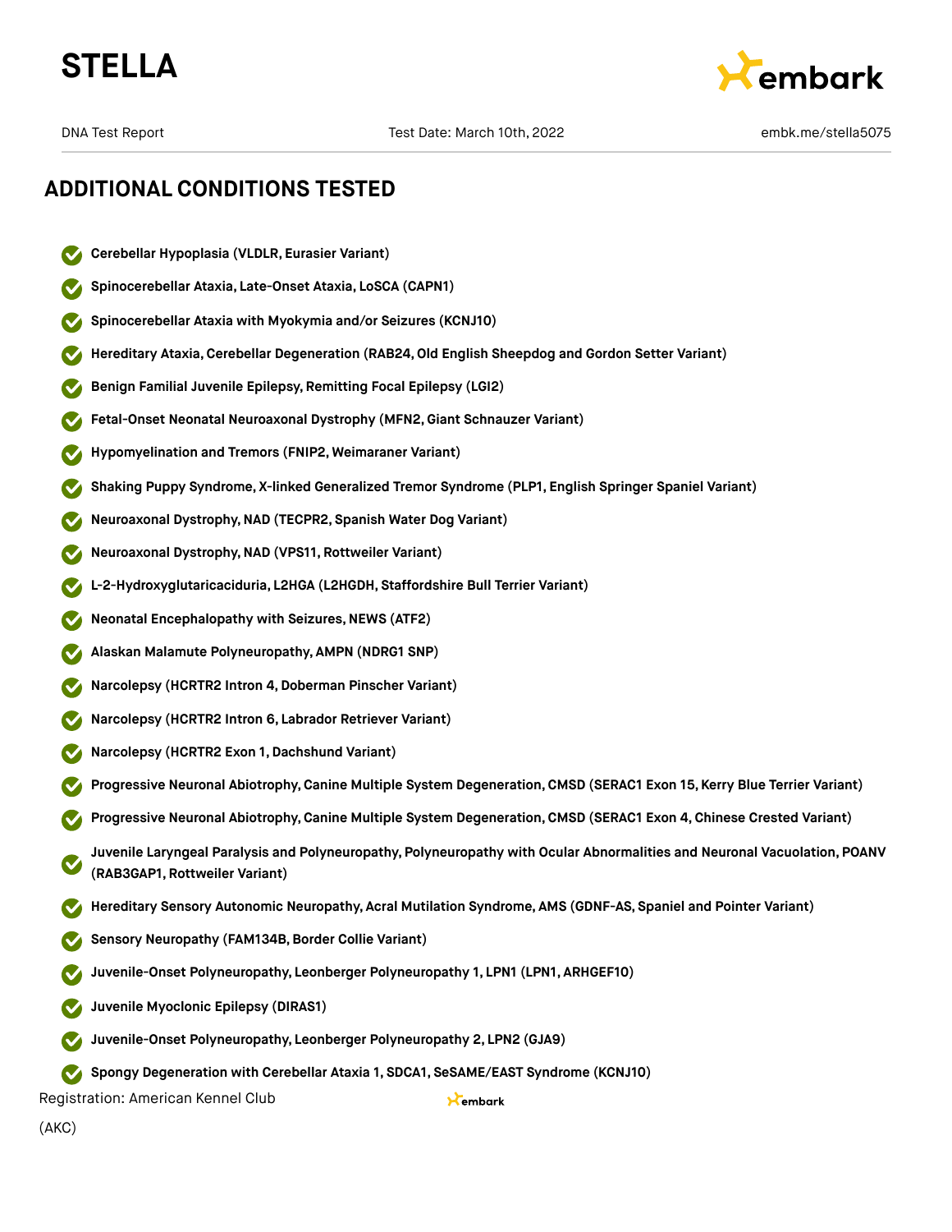## ADDITIONAL CONDITIONS TESTED

- **Cerebellar Hypoplasia (VLDLR, Eurasier Variant)**
- **Spinocerebellar Ataxia, Late-Onset Ataxia, LoSCA (CAPN1)**
- **Spinocerebellar Ataxia with Myokymia and/or Seizures (KCNJ10)**
- **Hereditary Ataxia, Cerebellar Degeneration (RAB24, Old English Sheepdog and Gordon Setter Variant)**
- **Benign Familial Juvenile Epilepsy, Remitting Focal Epilepsy (LGI2)**
- **Fetal-Onset Neonatal Neuroaxonal Dystrophy (MFN2, Giant Schnauzer Variant)**
- **Hypomyelination and Tremors (FNIP2, Weimaraner Variant)**
- **Shaking Puppy Syndrome, X-linked Generalized Tremor Syndrome (PLP1, English Springer Spaniel Variant)**
- **Neuroaxonal Dystrophy, NAD (TECPR2, Spanish Water Dog Variant)**
- **Neuroaxonal Dystrophy, NAD (VPS11, Rottweiler Variant)**
- **L-2-Hydroxyglutaricaciduria, L2HGA (L2HGDH, Staffordshire Bull Terrier Variant)**
- **Neonatal Encephalopathy with Seizures, NEWS (ATF2)**
- **Alaskan Malamute Polyneuropathy, AMPN (NDRG1 SNP)**
- **Narcolepsy (HCRTR2 Intron 4, Doberman Pinscher Variant)**
- **Narcolepsy (HCRTR2 Intron 6, Labrador Retriever Variant)**
- **Narcolepsy (HCRTR2 Exon 1, Dachshund Variant)**
- **Progressive Neuronal Abiotrophy, Canine Multiple System Degeneration, CMSD (SERAC1 Exon 15, Kerry Blue Terrier Variant)**
- **Progressive Neuronal Abiotrophy, Canine Multiple System Degeneration, CMSD (SERAC1 Exon 4, Chinese Crested Variant)**
- **Juvenile Laryngeal Paralysis and Polyneuropathy, Polyneuropathy with Ocular Abnormalities and Neuronal Vacuolation, POANV (RAB3GAP1, Rottweiler Variant)**
- **Hereditary Sensory Autonomic Neuropathy, Acral Mutilation Syndrome, AMS (GDNF-AS, Spaniel and Pointer Variant)**
- **Sensory Neuropathy (FAM134B, Border Collie Variant)**
- **Juvenile-Onset Polyneuropathy, Leonberger Polyneuropathy 1, LPN1 (LPN1, ARHGEF10)**
- **Juvenile Myoclonic Epilepsy (DIRAS1)**
- **Juvenile-Onset Polyneuropathy, Leonberger Polyneuropathy 2, LPN2 (GJA9)**
- **Spongy Degeneration with Cerebellar Ataxia 1, SDCA1, SeSAME/EAST Syndrome (KCNJ10)**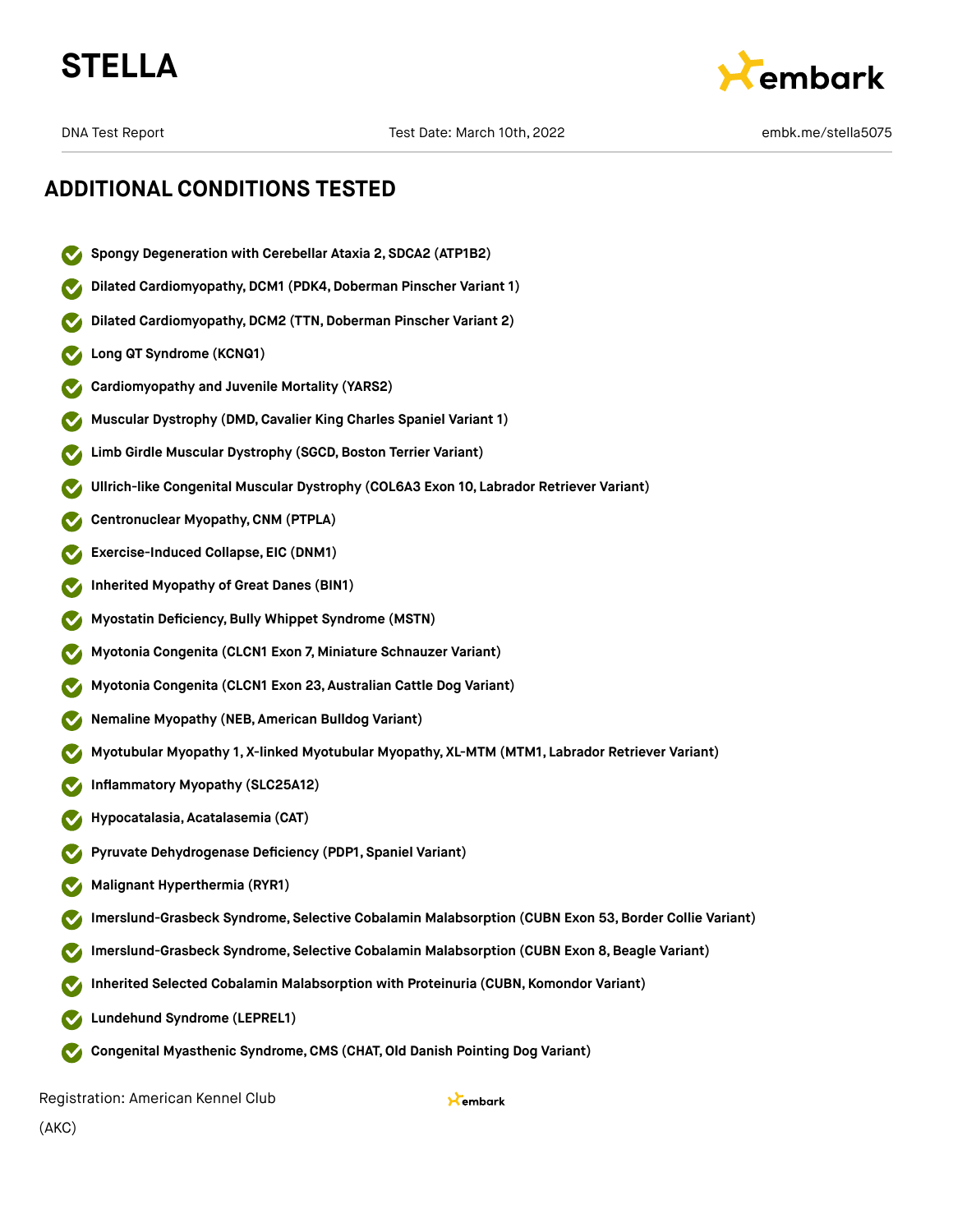## ADDITIONAL CONDITIONS TESTED

- **Spongy Degeneration with Cerebellar Ataxia 2, SDCA2 (ATP1B2)**
- **Dilated Cardiomyopathy, DCM1 (PDK4, Doberman Pinscher Variant 1)**
- **Dilated Cardiomyopathy, DCM2 (TTN, Doberman Pinscher Variant 2)**
- **Long QT Syndrome (KCNQ1)**
- **Cardiomyopathy and Juvenile Mortality (YARS2)**
- **Muscular Dystrophy (DMD, Cavalier King Charles Spaniel Variant 1)**
- **Limb Girdle Muscular Dystrophy (SGCD, Boston Terrier Variant)**
- **Ullrich-like Congenital Muscular Dystrophy (COL6A3 Exon 10, Labrador Retriever Variant)**
- **Centronuclear Myopathy, CNM (PTPLA)**
- **Exercise-Induced Collapse, EIC (DNM1)**
- **Inherited Myopathy of Great Danes (BIN1)**
- **Myostatin Deficiency, Bully Whippet Syndrome (MSTN)**
- **Myotonia Congenita (CLCN1 Exon 7, Miniature Schnauzer Variant)**
- **Myotonia Congenita (CLCN1 Exon 23, Australian Cattle Dog Variant)**
- **Nemaline Myopathy (NEB, American Bulldog Variant)**
- **Myotubular Myopathy 1, X-linked Myotubular Myopathy, XL-MTM (MTM1, Labrador Retriever Variant)**
- **Inflammatory Myopathy (SLC25A12)**
- **Hypocatalasia, Acatalasemia (CAT)**
- **Pyruvate Dehydrogenase Deficiency (PDP1, Spaniel Variant)**
- **Malignant Hyperthermia (RYR1)**
- **Imerslund-Grasbeck Syndrome, Selective Cobalamin Malabsorption (CUBN Exon 53, Border Collie Variant)**
- **Imerslund-Grasbeck Syndrome, Selective Cobalamin Malabsorption (CUBN Exon 8, Beagle Variant)**
- **Inherited Selected Cobalamin Malabsorption with Proteinuria (CUBN, Komondor Variant)**
- **Lundehund Syndrome (LEPREL1)**
- **Congenital Myasthenic Syndrome, CMS (CHAT, Old Danish Pointing Dog Variant)**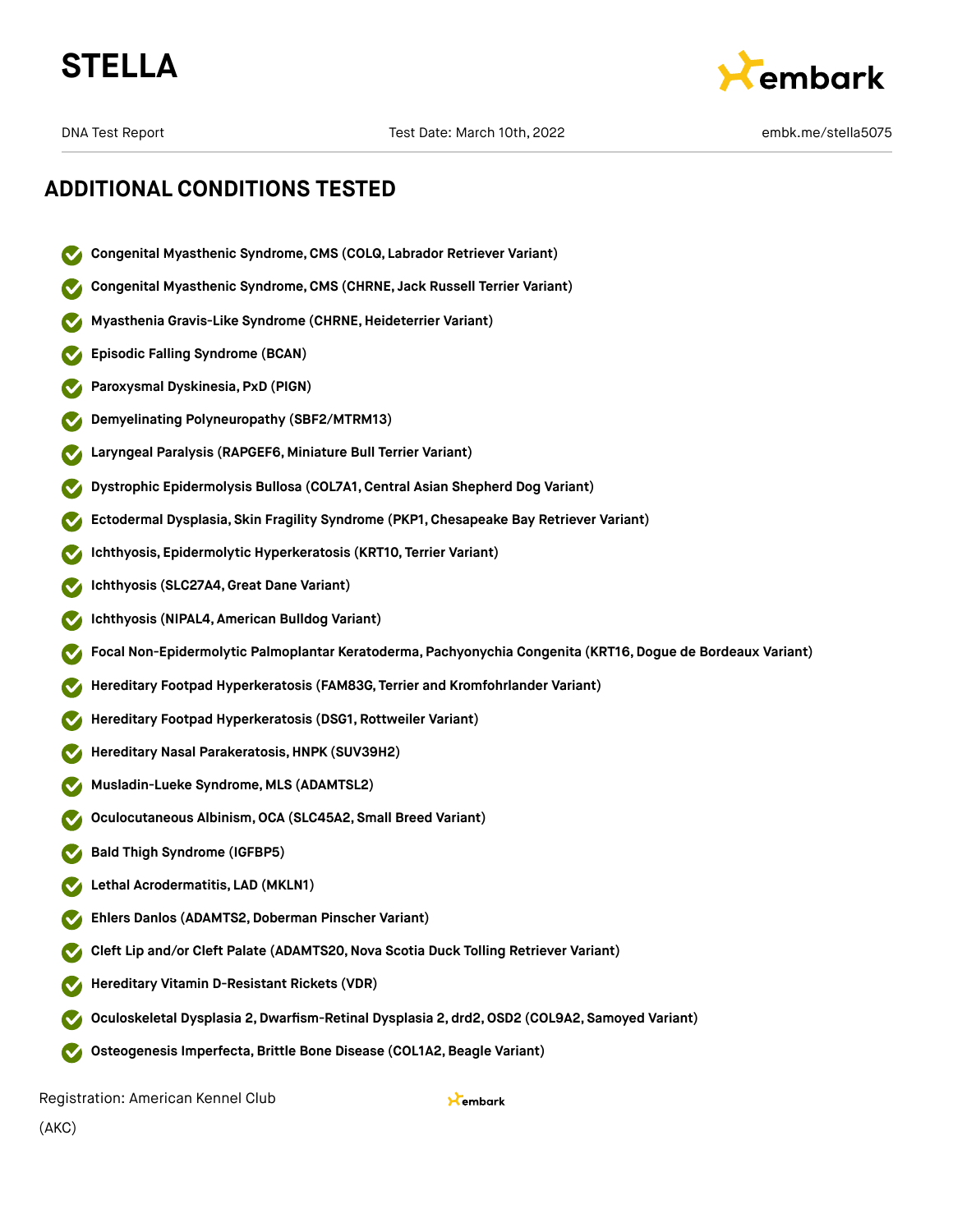# STELLA

DNA Test Report Test Date: March 10th, 2022 embk.me/stella5075

## ADDITIONAL CONDITIONS TESTED

- Congenital Myasthenic Syndrome, CMS (COLQ, Labrador Retriever Variant)
- Congenital Myasthenic Syndrome, CMS (CHRNE, Jack Russell Terrier Variant)
- Myasthenia Gravis-Like Syndrome (CHRNE, Heideterrier Variant)
- Episodic Falling Syndrome (BCAN)
- Paroxysmal Dyskinesia, PxD (PIGN)
- Demyelinating Polyneuropathy (SBF2/MTRM13)
- Laryngeal Paralysis (RAPGEF6, Miniature Bull Terrier Variant)
- Dystrophic Epidermolysis Bullosa (COL7A1, Central Asian Shepherd Dog Variant)
- Ectodermal Dysplasia, Skin Fragility Syndrome (PKP1, Chesapeake Bay Retriever Variant)
- Ichthyosis, Epidermolytic Hyperkeratosis (KRT10, Terrier Variant)
- Ichthyosis (SLC27A4, Great Dane Variant)
- Ichthyosis (NIPAL4, American Bulldog Variant)
- Focal Non-Epidermolytic Palmoplantar Keratoderma, Pachyonychia Congenita (KRT16, Dogue de Bordeaux Variant)
- Hereditary Footpad Hyperkeratosis (FAM83G, Terrier and Kromfohrlander Variant)
- Hereditary Footpad Hyperkeratosis (DSG1, Rottweiler Variant)
- Hereditary Nasal Parakeratosis, HNPK (SUV39H2)
- Musladin-Lueke Syndrome, MLS (ADAMTSL2)
- Oculocutaneous Albinism, OCA (SLC45A2, Small Breed Variant)
- Bald Thigh Syndrome (IGFBP5)
- Lethal Acrodermatitis, LAD (MKLN1)
- Ehlers Danlos (ADAMTS2, Doberman Pinscher Variant)
- Cleft Lip and/or Cleft Palate (ADAMTS20, Nova Scotia Duck Tolling Retriever Variant)
- Hereditary Vitamin D-Resistant Rickets (VDR)
- Oculoskeletal Dysplasia 2, Dwarfism-Retinal Dysplasia 2, drd2, OSD2 (COL9A2, Samoyed Variant)
- Osteogenesis Imperfecta, Brittle Bone Disease (COL1A2, Beagle Variant)

Registration: American Kennel Club (AKC)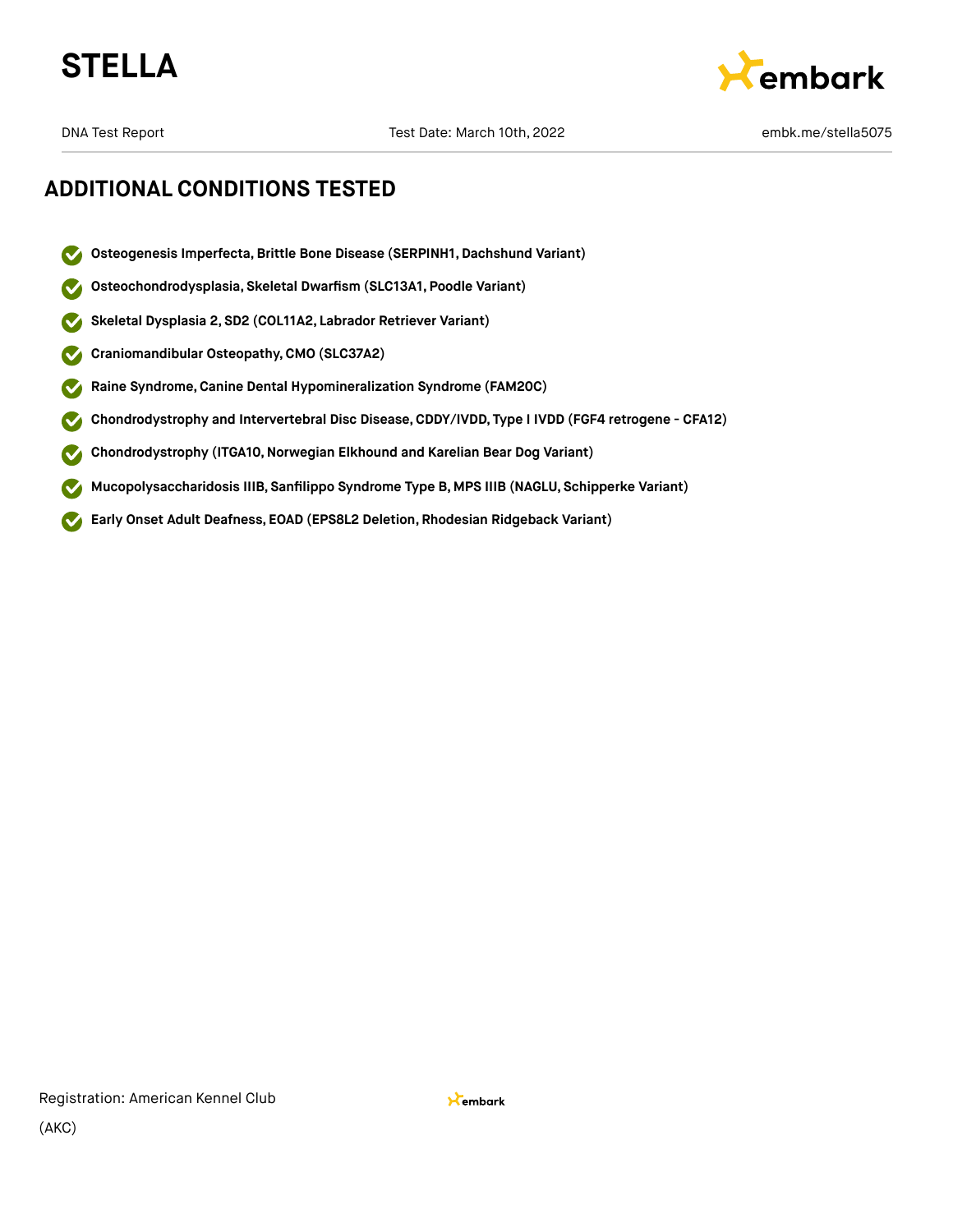## ADDITIONAL CONDITIONS TESTED

- **Osteogenesis Imperfecta, Brittle Bone Disease (SERPINH1, Dachshund Variant)**
- **Osteochondrodysplasia, Skeletal Dwarfism (SLC13A1, Poodle Variant)**
- **Skeletal Dysplasia 2, SD2 (COL11A2, Labrador Retriever Variant)**
- **Craniomandibular Osteopathy, CMO (SLC37A2)**
- **Raine Syndrome, Canine Dental Hypomineralization Syndrome (FAM20C)**
- **Chondrodystrophy and Intervertebral Disc Disease, CDDY/IVDD, Type I IVDD (FGF4 retrogene - CFA12)**
- **Chondrodystrophy (ITGA10, Norwegian Elkhound and Karelian Bear Dog Variant)**
- **Mucopolysaccharidosis IIIB, Sanfilippo Syndrome Type B, MPS IIIB (NAGLU, Schipperke Variant)**
- **Early Onset Adult Deafness, EOAD (EPS8L2 Deletion, Rhodesian Ridgeback Variant)**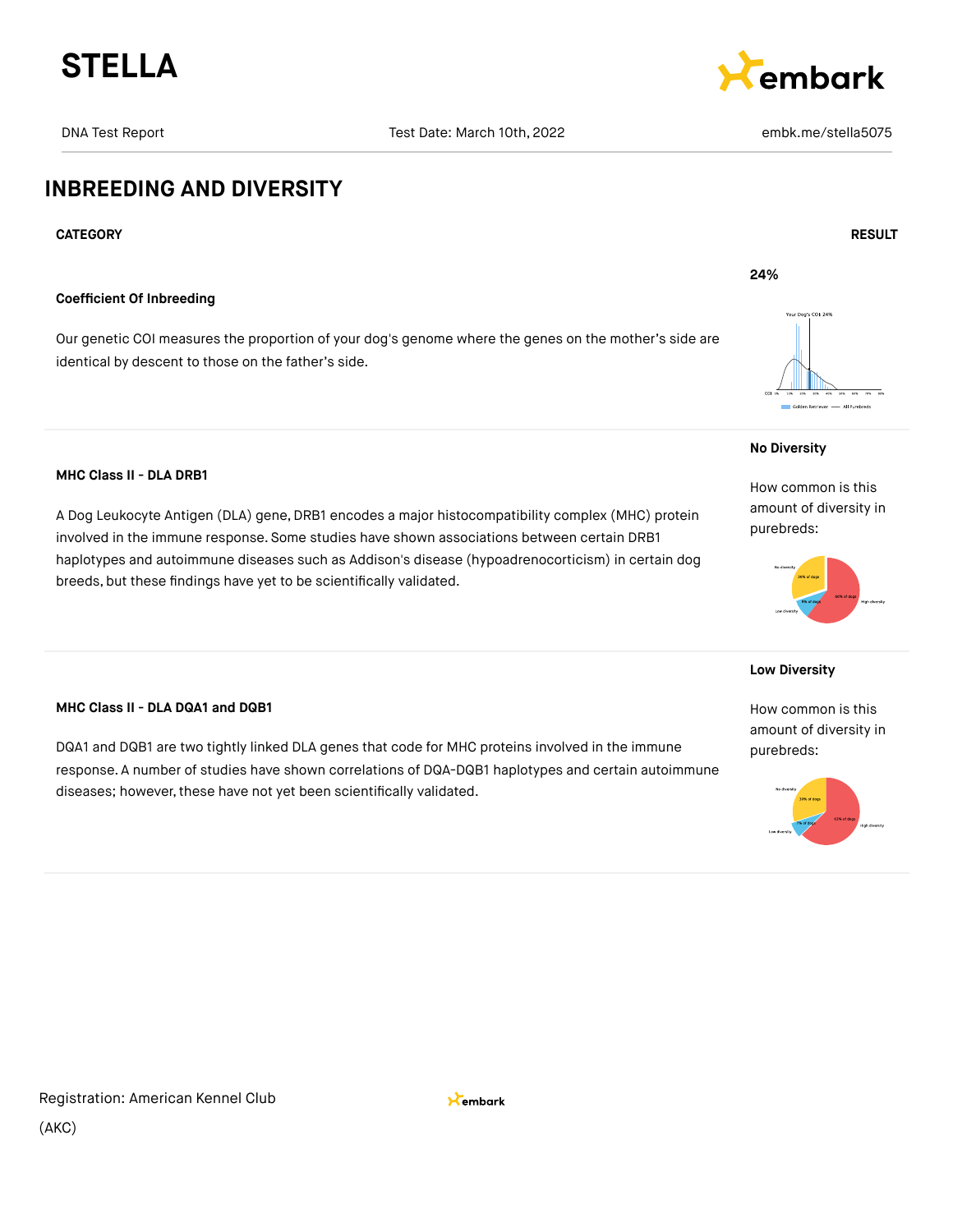# STELLA

DNA Test Report    Test Date: March 10th, 2022    embk.me/stella5075

## INBREEDING AND DIVERSITY

**CATEGORY** | **RESULT**

### Coefficient Of Inbreeding

**24%**

Our genetic COI measures the proportion of your dog's genome where the genes on the mother's side are identical by descent to those on the father's side.

Your Dog's COI 24%

COI 0%

Golden Retriever — All Purebreds

### MHC Class II - DLA DRB1

**No Diversity**

A Dog Leukocyte Antigen (DLA) gene, DRB1 encodes a major histocompatibility complex (MHC) protein involved in the immune response. Some studies have shown associations between certain DRB1 haplotypes and autoimmune diseases such as Addison's disease (hypoadrenocorticism) in certain dog breeds, but these findings have yet to be scientifically validated.

How common is this amount of diversity in purebreds:

No diversity
30% of dogs
5% of dogs
Low diversity
60% of dogs
High diversity

### MHC Class II - DLA DQA1 and DQB1

**Low Diversity**

DQA1 and DQB1 are two tightly linked DLA genes that code for MHC proteins involved in the immune response. A number of studies have shown correlations of DQA-DQB1 haplotypes and certain autoimmune diseases; however, these have not yet been scientifically validated.

How common is this amount of diversity in purebreds:

No diversity
30% of dogs
7% of dogs
Low diversity
63% of dogs
High diversity

Registration: American Kennel Club (AKC)